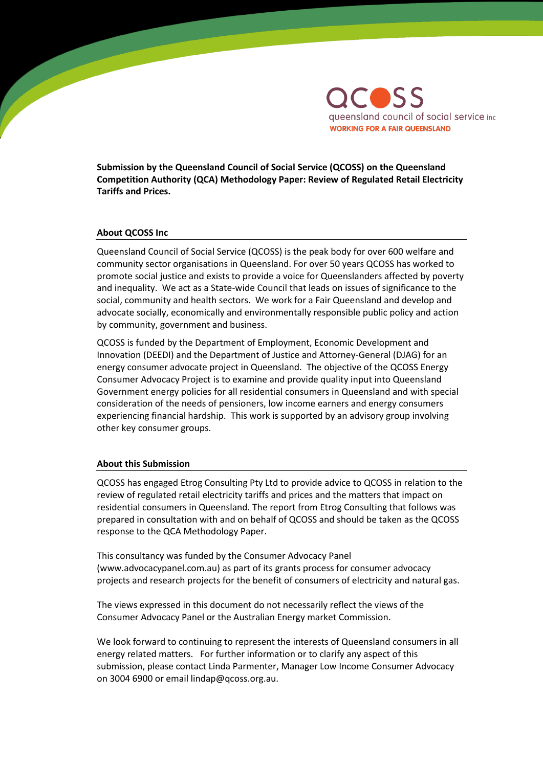QCOSS

queensland council of social service inc

WORKING FOR A FAIR QUEENSLAND

**Submission by the Queensland Council of Social Service (QCOSS) on the Queensland Competition Authority (QCA) Methodology Paper: Review of Regulated Retail Electricity Tariffs and Prices.**

## About QCOSS Inc

Queensland Council of Social Service (QCOSS) is the peak body for over 600 welfare and community sector organisations in Queensland. For over 50 years QCOSS has worked to promote social justice and exists to provide a voice for Queenslanders affected by poverty and inequality. We act as a State-wide Council that leads on issues of significance to the social, community and health sectors. We work for a Fair Queensland and develop and advocate socially, economically and environmentally responsible public policy and action by community, government and business.

QCOSS is funded by the Department of Employment, Economic Development and Innovation (DEEDI) and the Department of Justice and Attorney-General (DJAG) for an energy consumer advocate project in Queensland. The objective of the QCOSS Energy Consumer Advocacy Project is to examine and provide quality input into Queensland Government energy policies for all residential consumers in Queensland and with special consideration of the needs of pensioners, low income earners and energy consumers experiencing financial hardship. This work is supported by an advisory group involving other key consumer groups.

## About this Submission

QCOSS has engaged Etrog Consulting Pty Ltd to provide advice to QCOSS in relation to the review of regulated retail electricity tariffs and prices and the matters that impact on residential consumers in Queensland. The report from Etrog Consulting that follows was prepared in consultation with and on behalf of QCOSS and should be taken as the QCOSS response to the QCA Methodology Paper.

This consultancy was funded by the Consumer Advocacy Panel (www.advocacypanel.com.au) as part of its grants process for consumer advocacy projects and research projects for the benefit of consumers of electricity and natural gas.

The views expressed in this document do not necessarily reflect the views of the Consumer Advocacy Panel or the Australian Energy market Commission.

We look forward to continuing to represent the interests of Queensland consumers in all energy related matters. For further information or to clarify any aspect of this submission, please contact Linda Parmenter, Manager Low Income Consumer Advocacy on 3004 6900 or email lindap@qcoss.org.au.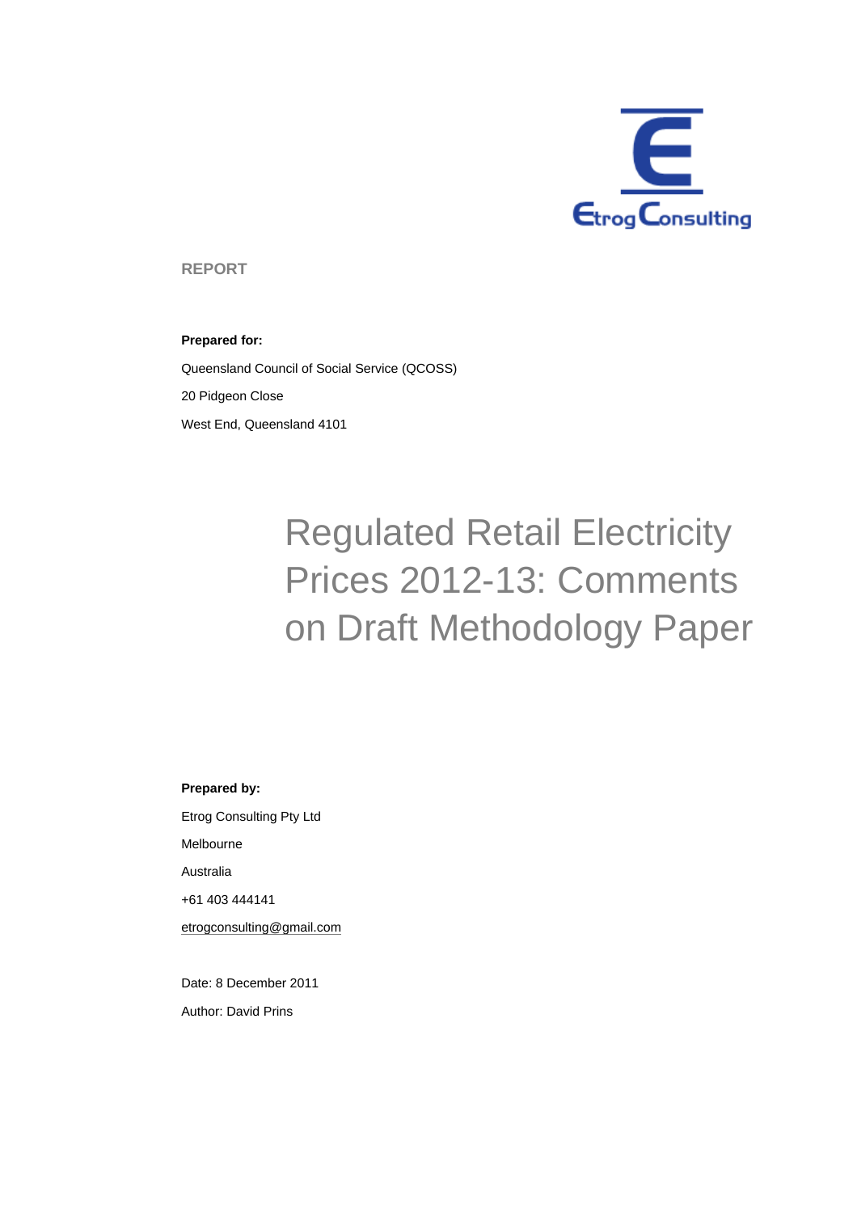REPORT

**Prepared for:**

Queensland Council of Social Service (QCOSS)

20 Pidgeon Close

West End, Queensland 4101

# Regulated Retail Electricity Prices 2012-13: Comments on Draft Methodology Paper

**Prepared by:**

Etrog Consulting Pty Ltd

Melbourne

Australia

+61 403 444141

etrogconsulting@gmail.com

Date: 8 December 2011

Author: David Prins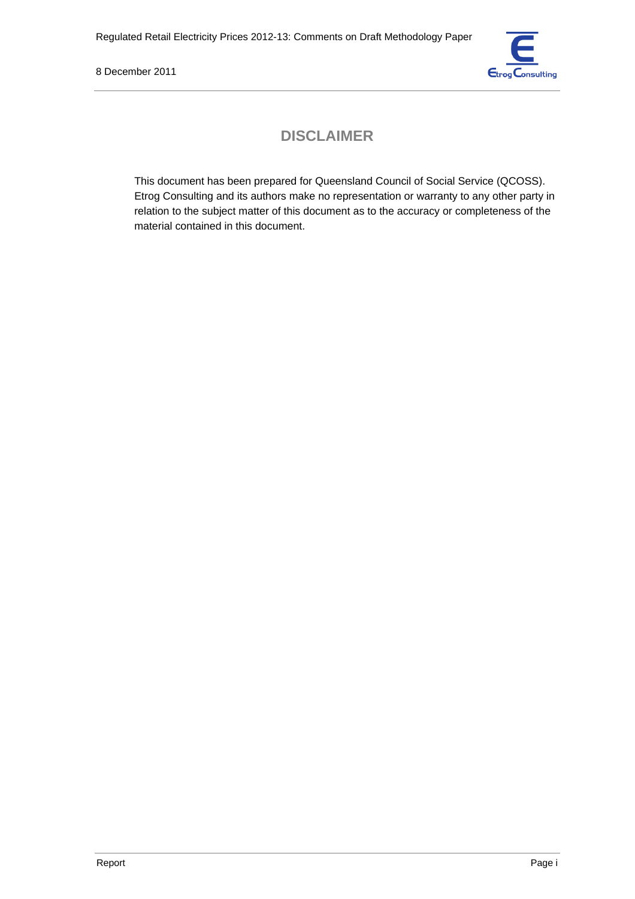# DISCLAIMER

This document has been prepared for Queensland Council of Social Service (QCOSS). Etrog Consulting and its authors make no representation or warranty to any other party in relation to the subject matter of this document as to the accuracy or completeness of the material contained in this document.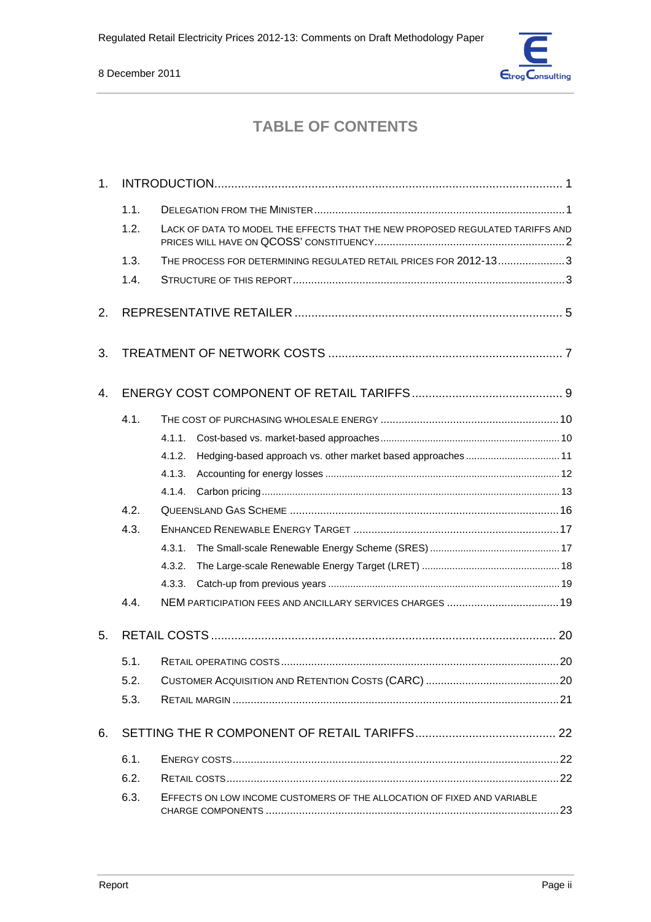# TABLE OF CONTENTS

1. INTRODUCTION ..... 1
   - 1.1. Delegation from the Minister ..... 1
   - 1.2. Lack of data to model the effects that the new proposed regulated tariffs and prices will have on QCOSS' constituency ..... 2
   - 1.3. The process for determining regulated retail prices for 2012-13 ..... 3
   - 1.4. Structure of this report ..... 3
2. REPRESENTATIVE RETAILER ..... 5
3. TREATMENT OF NETWORK COSTS ..... 7
4. ENERGY COST COMPONENT OF RETAIL TARIFFS ..... 9
   - 4.1. The cost of purchasing wholesale energy ..... 10
     - 4.1.1. Cost-based vs. market-based approaches ..... 10
     - 4.1.2. Hedging-based approach vs. other market based approaches ..... 11
     - 4.1.3. Accounting for energy losses ..... 12
     - 4.1.4. Carbon pricing ..... 13
   - 4.2. Queensland Gas Scheme ..... 16
   - 4.3. Enhanced Renewable Energy Target ..... 17
     - 4.3.1. The Small-scale Renewable Energy Scheme (SRES) ..... 17
     - 4.3.2. The Large-scale Renewable Energy Target (LRET) ..... 18
     - 4.3.3. Catch-up from previous years ..... 19
   - 4.4. NEM participation fees and ancillary services charges ..... 19
5. RETAIL COSTS ..... 20
   - 5.1. Retail operating costs ..... 20
   - 5.2. Customer Acquisition and Retention Costs (CARC) ..... 20
   - 5.3. Retail margin ..... 21
6. SETTING THE R COMPONENT OF RETAIL TARIFFS ..... 22
   - 6.1. Energy costs ..... 22
   - 6.2. Retail costs ..... 22
   - 6.3. Effects on low income customers of the allocation of fixed and variable charge components ..... 23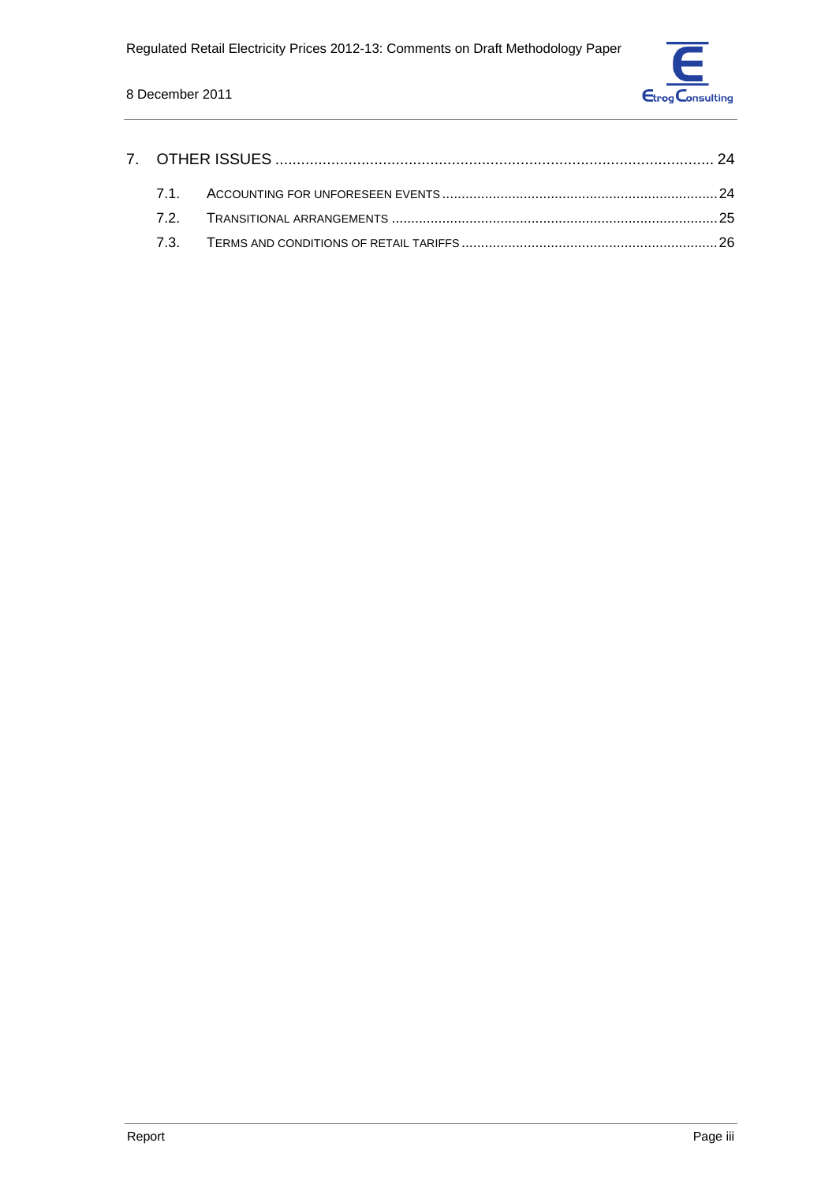7. OTHER ISSUES .......................................................................................................... 24

   7.1. ACCOUNTING FOR UNFORESEEN EVENTS ........................................................................ 24

   7.2. TRANSITIONAL ARRANGEMENTS ................................................................................... 25

   7.3. TERMS AND CONDITIONS OF RETAIL TARIFFS ................................................................ 26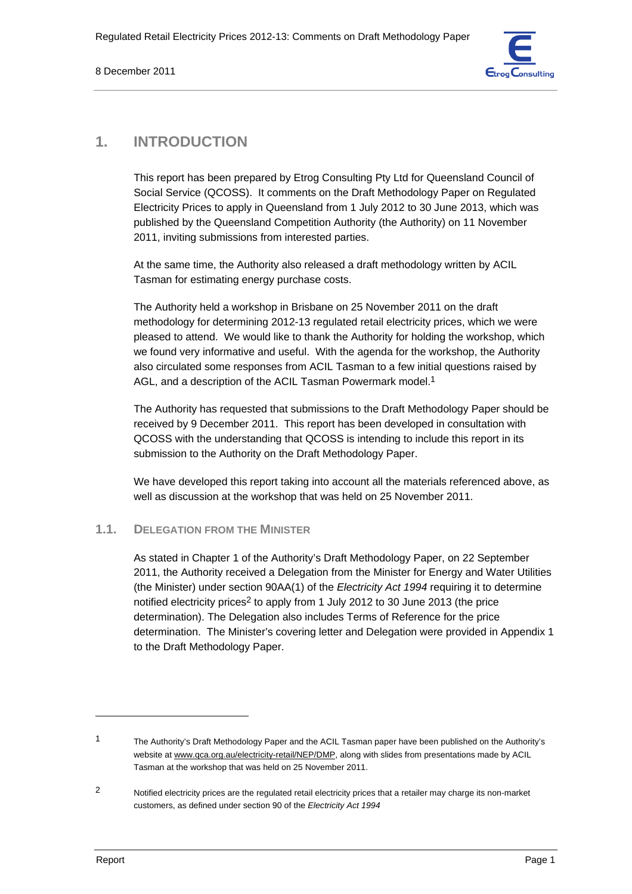# 1. INTRODUCTION

This report has been prepared by Etrog Consulting Pty Ltd for Queensland Council of Social Service (QCOSS). It comments on the Draft Methodology Paper on Regulated Electricity Prices to apply in Queensland from 1 July 2012 to 30 June 2013, which was published by the Queensland Competition Authority (the Authority) on 11 November 2011, inviting submissions from interested parties.

At the same time, the Authority also released a draft methodology written by ACIL Tasman for estimating energy purchase costs.

The Authority held a workshop in Brisbane on 25 November 2011 on the draft methodology for determining 2012-13 regulated retail electricity prices, which we were pleased to attend. We would like to thank the Authority for holding the workshop, which we found very informative and useful. With the agenda for the workshop, the Authority also circulated some responses from ACIL Tasman to a few initial questions raised by AGL, and a description of the ACIL Tasman Powermark model.[1]

The Authority has requested that submissions to the Draft Methodology Paper should be received by 9 December 2011. This report has been developed in consultation with QCOSS with the understanding that QCOSS is intending to include this report in its submission to the Authority on the Draft Methodology Paper.

We have developed this report taking into account all the materials referenced above, as well as discussion at the workshop that was held on 25 November 2011.

## 1.1. DELEGATION FROM THE MINISTER

As stated in Chapter 1 of the Authority's Draft Methodology Paper, on 22 September 2011, the Authority received a Delegation from the Minister for Energy and Water Utilities (the Minister) under section 90AA(1) of the *Electricity Act 1994* requiring it to determine notified electricity prices[2] to apply from 1 July 2012 to 30 June 2013 (the price determination). The Delegation also includes Terms of Reference for the price determination. The Minister's covering letter and Delegation were provided in Appendix 1 to the Draft Methodology Paper.

---

[1] The Authority's Draft Methodology Paper and the ACIL Tasman paper have been published on the Authority's website at www.qca.org.au/electricity-retail/NEP/DMP, along with slides from presentations made by ACIL Tasman at the workshop that was held on 25 November 2011.

[2] Notified electricity prices are the regulated retail electricity prices that a retailer may charge its non-market customers, as defined under section 90 of the *Electricity Act 1994*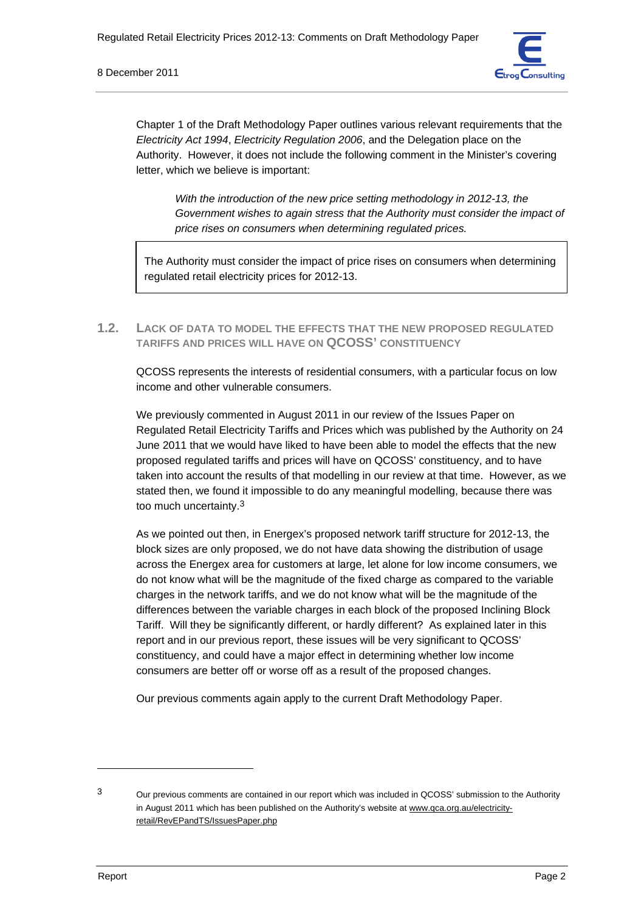Chapter 1 of the Draft Methodology Paper outlines various relevant requirements that the *Electricity Act 1994*, *Electricity Regulation 2006*, and the Delegation place on the Authority. However, it does not include the following comment in the Minister's covering letter, which we believe is important:

> *With the introduction of the new price setting methodology in 2012-13, the Government wishes to again stress that the Authority must consider the impact of price rises on consumers when determining regulated prices.*

| The Authority must consider the impact of price rises on consumers when determining regulated retail electricity prices for 2012-13. |
|---|

## 1.2. LACK OF DATA TO MODEL THE EFFECTS THAT THE NEW PROPOSED REGULATED TARIFFS AND PRICES WILL HAVE ON QCOSS' CONSTITUENCY

QCOSS represents the interests of residential consumers, with a particular focus on low income and other vulnerable consumers.

We previously commented in August 2011 in our review of the Issues Paper on Regulated Retail Electricity Tariffs and Prices which was published by the Authority on 24 June 2011 that we would have liked to have been able to model the effects that the new proposed regulated tariffs and prices will have on QCOSS' constituency, and to have taken into account the results of that modelling in our review at that time. However, as we stated then, we found it impossible to do any meaningful modelling, because there was too much uncertainty.[3]

As we pointed out then, in Energex's proposed network tariff structure for 2012-13, the block sizes are only proposed, we do not have data showing the distribution of usage across the Energex area for customers at large, let alone for low income consumers, we do not know what will be the magnitude of the fixed charge as compared to the variable charges in the network tariffs, and we do not know what will be the magnitude of the differences between the variable charges in each block of the proposed Inclining Block Tariff. Will they be significantly different, or hardly different? As explained later in this report and in our previous report, these issues will be very significant to QCOSS' constituency, and could have a major effect in determining whether low income consumers are better off or worse off as a result of the proposed changes.

Our previous comments again apply to the current Draft Methodology Paper.

---

[3] Our previous comments are contained in our report which was included in QCOSS' submission to the Authority in August 2011 which has been published on the Authority's website at www.qca.org.au/electricity-retail/RevEPandTS/IssuesPaper.php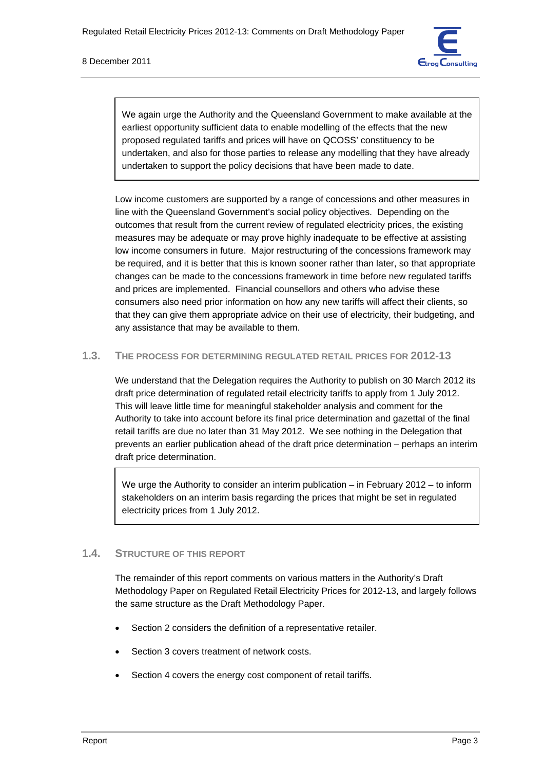> We again urge the Authority and the Queensland Government to make available at the earliest opportunity sufficient data to enable modelling of the effects that the new proposed regulated tariffs and prices will have on QCOSS' constituency to be undertaken, and also for those parties to release any modelling that they have already undertaken to support the policy decisions that have been made to date.

Low income customers are supported by a range of concessions and other measures in line with the Queensland Government's social policy objectives. Depending on the outcomes that result from the current review of regulated electricity prices, the existing measures may be adequate or may prove highly inadequate to be effective at assisting low income consumers in future. Major restructuring of the concessions framework may be required, and it is better that this is known sooner rather than later, so that appropriate changes can be made to the concessions framework in time before new regulated tariffs and prices are implemented. Financial counsellors and others who advise these consumers also need prior information on how any new tariffs will affect their clients, so that they can give them appropriate advice on their use of electricity, their budgeting, and any assistance that may be available to them.

## 1.3. The Process for Determining Regulated Retail Prices for 2012-13

We understand that the Delegation requires the Authority to publish on 30 March 2012 its draft price determination of regulated retail electricity tariffs to apply from 1 July 2012. This will leave little time for meaningful stakeholder analysis and comment for the Authority to take into account before its final price determination and gazettal of the final retail tariffs are due no later than 31 May 2012. We see nothing in the Delegation that prevents an earlier publication ahead of the draft price determination – perhaps an interim draft price determination.

> We urge the Authority to consider an interim publication – in February 2012 – to inform stakeholders on an interim basis regarding the prices that might be set in regulated electricity prices from 1 July 2012.

## 1.4. Structure of this Report

The remainder of this report comments on various matters in the Authority's Draft Methodology Paper on Regulated Retail Electricity Prices for 2012-13, and largely follows the same structure as the Draft Methodology Paper.

- Section 2 considers the definition of a representative retailer.
- Section 3 covers treatment of network costs.
- Section 4 covers the energy cost component of retail tariffs.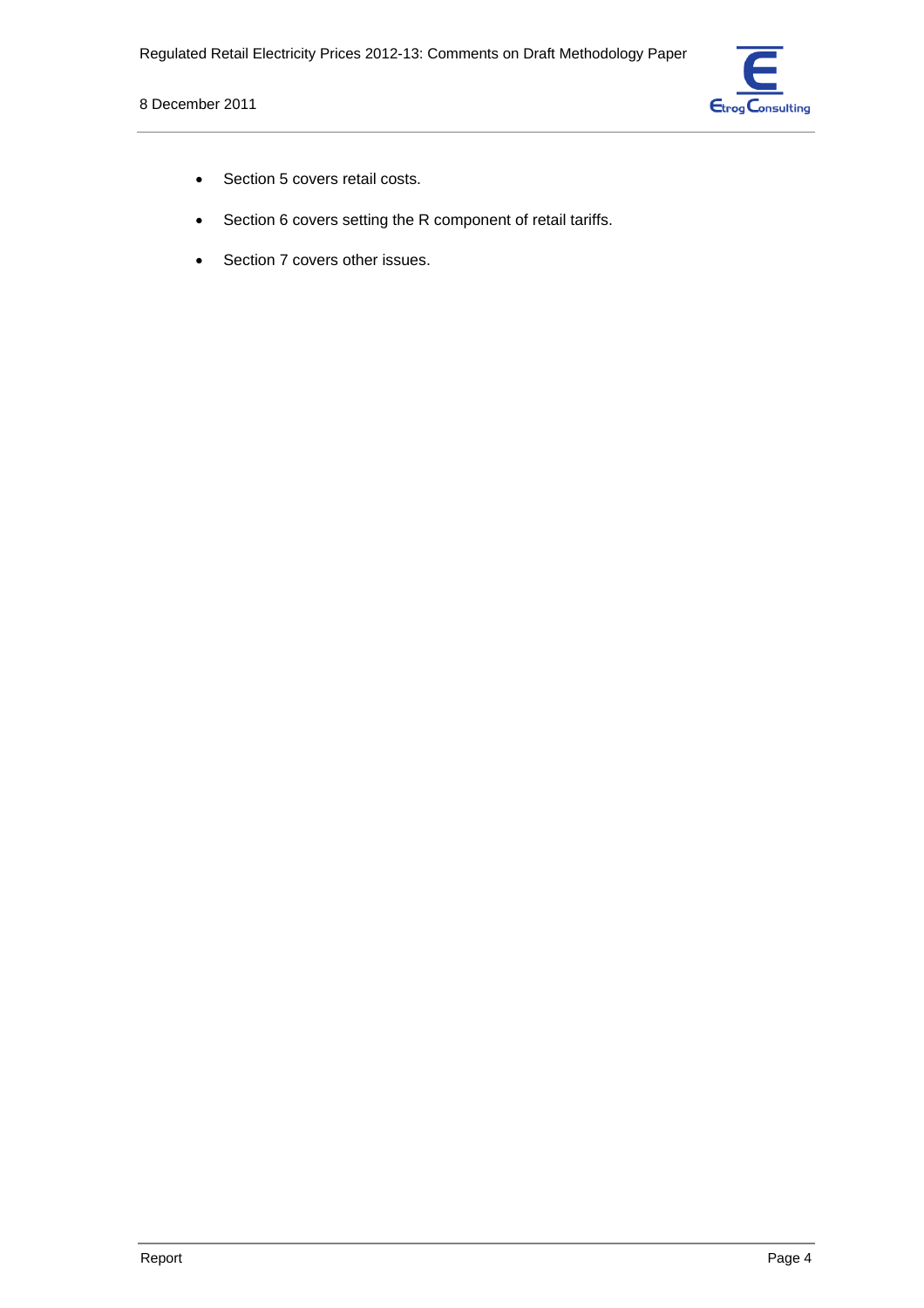- Section 5 covers retail costs.
- Section 6 covers setting the R component of retail tariffs.
- Section 7 covers other issues.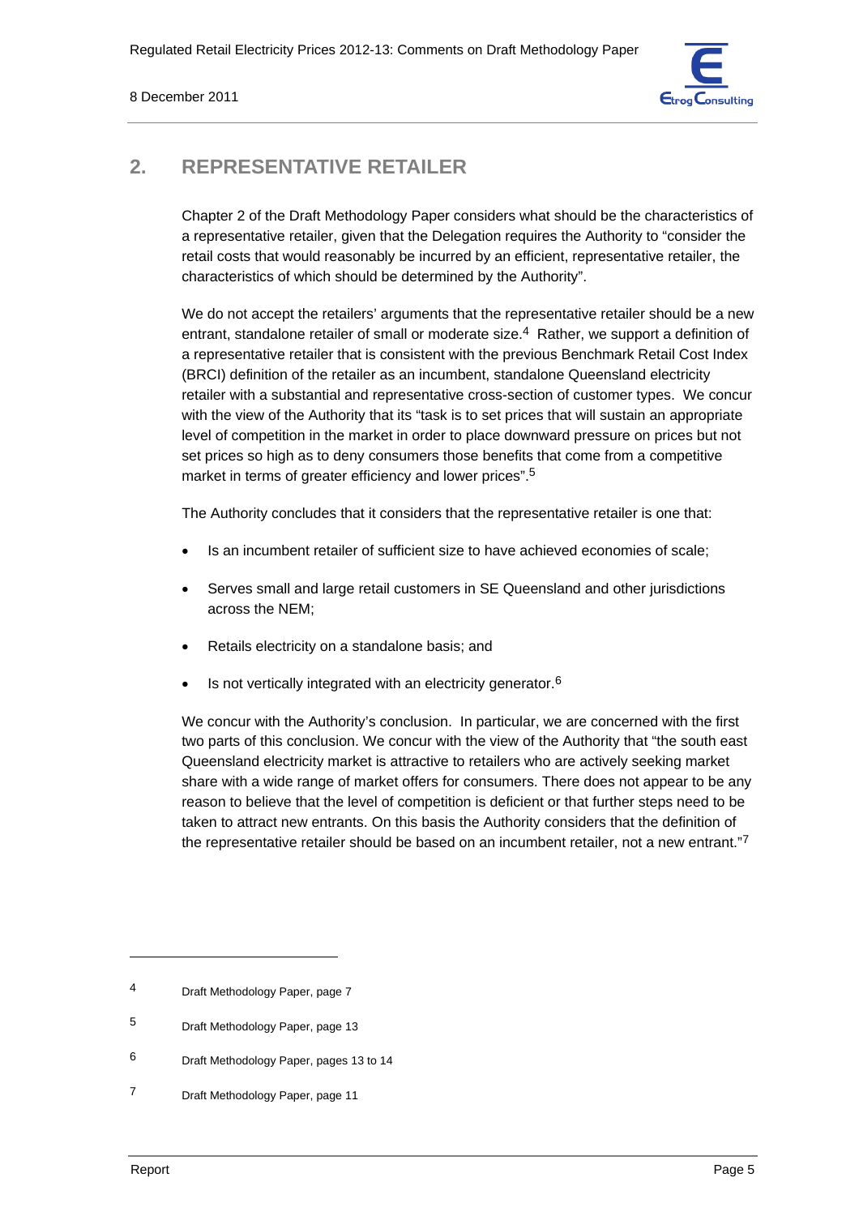## 2. REPRESENTATIVE RETAILER

Chapter 2 of the Draft Methodology Paper considers what should be the characteristics of a representative retailer, given that the Delegation requires the Authority to "consider the retail costs that would reasonably be incurred by an efficient, representative retailer, the characteristics of which should be determined by the Authority".

We do not accept the retailers' arguments that the representative retailer should be a new entrant, standalone retailer of small or moderate size.[4] Rather, we support a definition of a representative retailer that is consistent with the previous Benchmark Retail Cost Index (BRCI) definition of the retailer as an incumbent, standalone Queensland electricity retailer with a substantial and representative cross-section of customer types. We concur with the view of the Authority that its "task is to set prices that will sustain an appropriate level of competition in the market in order to place downward pressure on prices but not set prices so high as to deny consumers those benefits that come from a competitive market in terms of greater efficiency and lower prices".[5]

The Authority concludes that it considers that the representative retailer is one that:

- Is an incumbent retailer of sufficient size to have achieved economies of scale;
- Serves small and large retail customers in SE Queensland and other jurisdictions across the NEM;
- Retails electricity on a standalone basis; and
- Is not vertically integrated with an electricity generator.[6]

We concur with the Authority's conclusion. In particular, we are concerned with the first two parts of this conclusion. We concur with the view of the Authority that "the south east Queensland electricity market is attractive to retailers who are actively seeking market share with a wide range of market offers for consumers. There does not appear to be any reason to believe that the level of competition is deficient or that further steps need to be taken to attract new entrants. On this basis the Authority considers that the definition of the representative retailer should be based on an incumbent retailer, not a new entrant."[7]

---

[4] Draft Methodology Paper, page 7

[5] Draft Methodology Paper, page 13

[6] Draft Methodology Paper, pages 13 to 14

[7] Draft Methodology Paper, page 11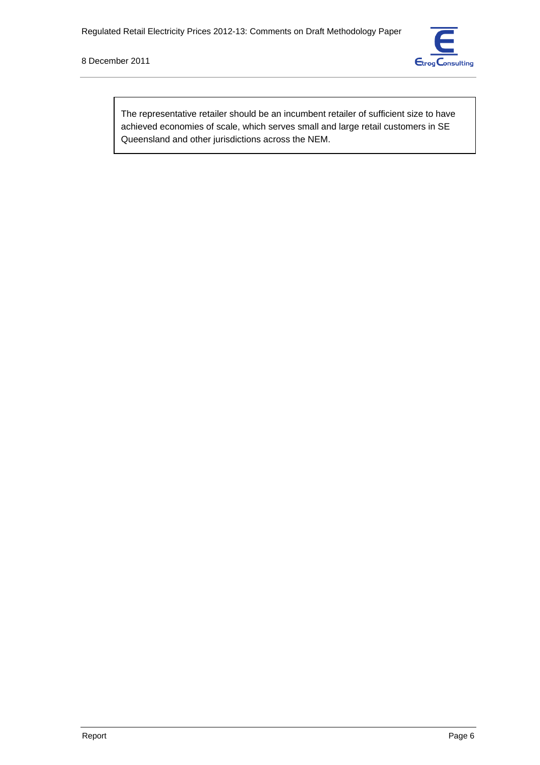> The representative retailer should be an incumbent retailer of sufficient size to have achieved economies of scale, which serves small and large retail customers in SE Queensland and other jurisdictions across the NEM.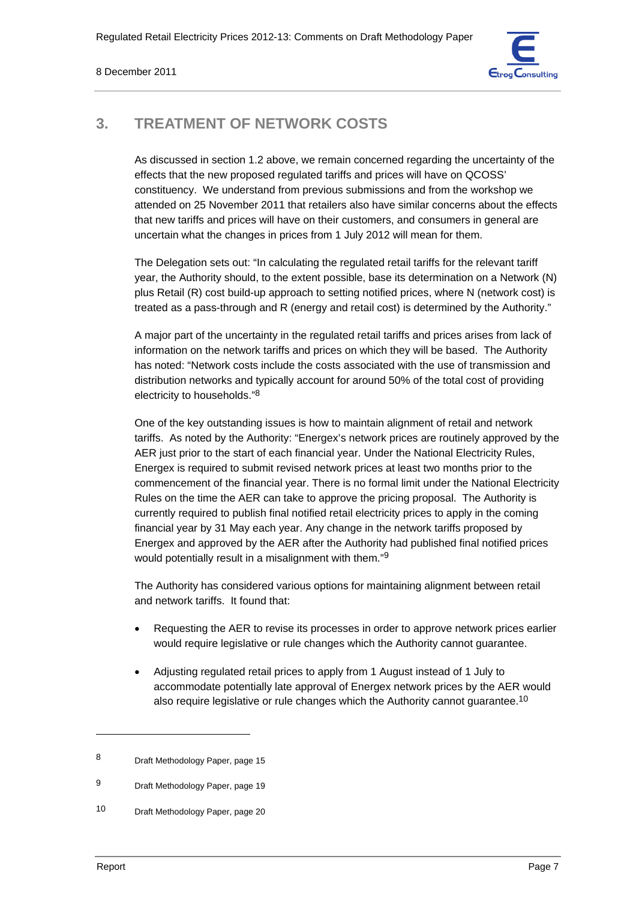## 3. TREATMENT OF NETWORK COSTS

As discussed in section 1.2 above, we remain concerned regarding the uncertainty of the effects that the new proposed regulated tariffs and prices will have on QCOSS' constituency. We understand from previous submissions and from the workshop we attended on 25 November 2011 that retailers also have similar concerns about the effects that new tariffs and prices will have on their customers, and consumers in general are uncertain what the changes in prices from 1 July 2012 will mean for them.

The Delegation sets out: "In calculating the regulated retail tariffs for the relevant tariff year, the Authority should, to the extent possible, base its determination on a Network (N) plus Retail (R) cost build-up approach to setting notified prices, where N (network cost) is treated as a pass-through and R (energy and retail cost) is determined by the Authority."

A major part of the uncertainty in the regulated retail tariffs and prices arises from lack of information on the network tariffs and prices on which they will be based. The Authority has noted: "Network costs include the costs associated with the use of transmission and distribution networks and typically account for around 50% of the total cost of providing electricity to households."[8]

One of the key outstanding issues is how to maintain alignment of retail and network tariffs. As noted by the Authority: "Energex's network prices are routinely approved by the AER just prior to the start of each financial year. Under the National Electricity Rules, Energex is required to submit revised network prices at least two months prior to the commencement of the financial year. There is no formal limit under the National Electricity Rules on the time the AER can take to approve the pricing proposal. The Authority is currently required to publish final notified retail electricity prices to apply in the coming financial year by 31 May each year. Any change in the network tariffs proposed by Energex and approved by the AER after the Authority had published final notified prices would potentially result in a misalignment with them."[9]

The Authority has considered various options for maintaining alignment between retail and network tariffs. It found that:

- Requesting the AER to revise its processes in order to approve network prices earlier would require legislative or rule changes which the Authority cannot guarantee.
- Adjusting regulated retail prices to apply from 1 August instead of 1 July to accommodate potentially late approval of Energex network prices by the AER would also require legislative or rule changes which the Authority cannot guarantee.[10]

---

8 Draft Methodology Paper, page 15

9 Draft Methodology Paper, page 19

10 Draft Methodology Paper, page 20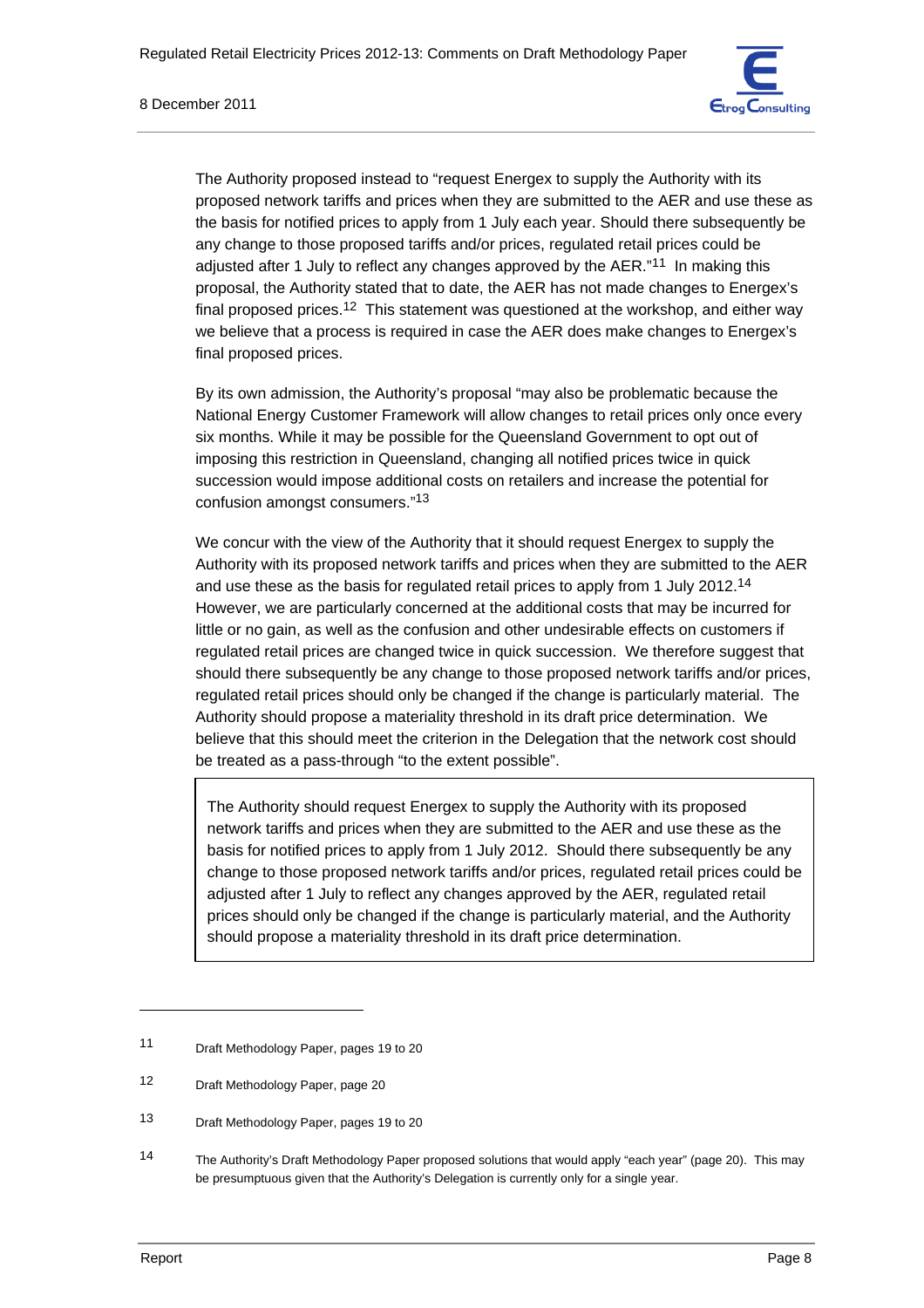The Authority proposed instead to "request Energex to supply the Authority with its proposed network tariffs and prices when they are submitted to the AER and use these as the basis for notified prices to apply from 1 July each year. Should there subsequently be any change to those proposed tariffs and/or prices, regulated retail prices could be adjusted after 1 July to reflect any changes approved by the AER."[11] In making this proposal, the Authority stated that to date, the AER has not made changes to Energex's final proposed prices.[12] This statement was questioned at the workshop, and either way we believe that a process is required in case the AER does make changes to Energex's final proposed prices.

By its own admission, the Authority's proposal "may also be problematic because the National Energy Customer Framework will allow changes to retail prices only once every six months. While it may be possible for the Queensland Government to opt out of imposing this restriction in Queensland, changing all notified prices twice in quick succession would impose additional costs on retailers and increase the potential for confusion amongst consumers."[13]

We concur with the view of the Authority that it should request Energex to supply the Authority with its proposed network tariffs and prices when they are submitted to the AER and use these as the basis for regulated retail prices to apply from 1 July 2012.[14] However, we are particularly concerned at the additional costs that may be incurred for little or no gain, as well as the confusion and other undesirable effects on customers if regulated retail prices are changed twice in quick succession. We therefore suggest that should there subsequently be any change to those proposed network tariffs and/or prices, regulated retail prices should only be changed if the change is particularly material. The Authority should propose a materiality threshold in its draft price determination. We believe that this should meet the criterion in the Delegation that the network cost should be treated as a pass-through "to the extent possible".

> The Authority should request Energex to supply the Authority with its proposed network tariffs and prices when they are submitted to the AER and use these as the basis for notified prices to apply from 1 July 2012. Should there subsequently be any change to those proposed network tariffs and/or prices, regulated retail prices could be adjusted after 1 July to reflect any changes approved by the AER, regulated retail prices should only be changed if the change is particularly material, and the Authority should propose a materiality threshold in its draft price determination.

---

11 Draft Methodology Paper, pages 19 to 20

12 Draft Methodology Paper, page 20

13 Draft Methodology Paper, pages 19 to 20

14 The Authority's Draft Methodology Paper proposed solutions that would apply "each year" (page 20). This may be presumptuous given that the Authority's Delegation is currently only for a single year.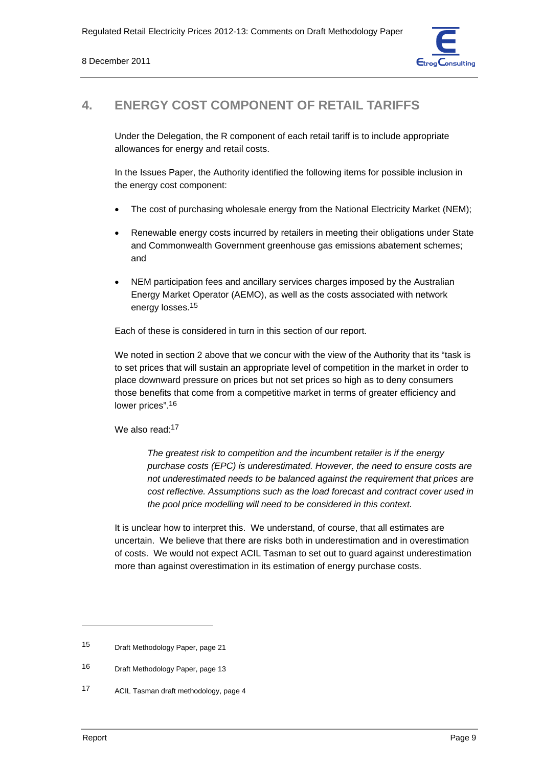## 4. ENERGY COST COMPONENT OF RETAIL TARIFFS

Under the Delegation, the R component of each retail tariff is to include appropriate allowances for energy and retail costs.

In the Issues Paper, the Authority identified the following items for possible inclusion in the energy cost component:

- The cost of purchasing wholesale energy from the National Electricity Market (NEM);
- Renewable energy costs incurred by retailers in meeting their obligations under State and Commonwealth Government greenhouse gas emissions abatement schemes; and
- NEM participation fees and ancillary services charges imposed by the Australian Energy Market Operator (AEMO), as well as the costs associated with network energy losses.[15]

Each of these is considered in turn in this section of our report.

We noted in section 2 above that we concur with the view of the Authority that its "task is to set prices that will sustain an appropriate level of competition in the market in order to place downward pressure on prices but not set prices so high as to deny consumers those benefits that come from a competitive market in terms of greater efficiency and lower prices".[16]

We also read:[17]

> *The greatest risk to competition and the incumbent retailer is if the energy purchase costs (EPC) is underestimated. However, the need to ensure costs are not underestimated needs to be balanced against the requirement that prices are cost reflective. Assumptions such as the load forecast and contract cover used in the pool price modelling will need to be considered in this context.*

It is unclear how to interpret this. We understand, of course, that all estimates are uncertain. We believe that there are risks both in underestimation and in overestimation of costs. We would not expect ACIL Tasman to set out to guard against underestimation more than against overestimation in its estimation of energy purchase costs.

---

[15] Draft Methodology Paper, page 21

[16] Draft Methodology Paper, page 13

[17] ACIL Tasman draft methodology, page 4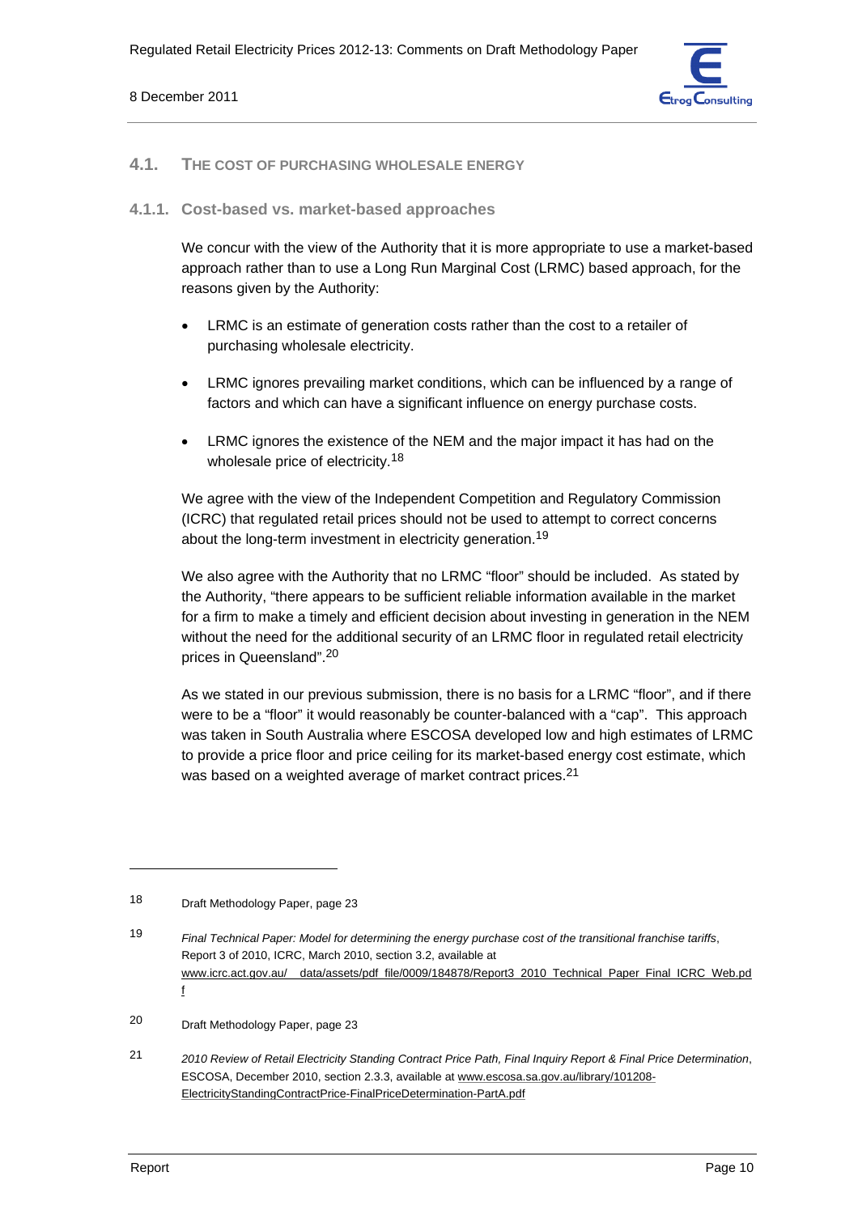## 4.1. THE COST OF PURCHASING WHOLESALE ENERGY

### 4.1.1. Cost-based vs. market-based approaches

We concur with the view of the Authority that it is more appropriate to use a market-based approach rather than to use a Long Run Marginal Cost (LRMC) based approach, for the reasons given by the Authority:

- LRMC is an estimate of generation costs rather than the cost to a retailer of purchasing wholesale electricity.
- LRMC ignores prevailing market conditions, which can be influenced by a range of factors and which can have a significant influence on energy purchase costs.
- LRMC ignores the existence of the NEM and the major impact it has had on the wholesale price of electricity.[18]

We agree with the view of the Independent Competition and Regulatory Commission (ICRC) that regulated retail prices should not be used to attempt to correct concerns about the long-term investment in electricity generation.[19]

We also agree with the Authority that no LRMC "floor" should be included. As stated by the Authority, "there appears to be sufficient reliable information available in the market for a firm to make a timely and efficient decision about investing in generation in the NEM without the need for the additional security of an LRMC floor in regulated retail electricity prices in Queensland".[20]

As we stated in our previous submission, there is no basis for a LRMC "floor", and if there were to be a "floor" it would reasonably be counter-balanced with a "cap". This approach was taken in South Australia where ESCOSA developed low and high estimates of LRMC to provide a price floor and price ceiling for its market-based energy cost estimate, which was based on a weighted average of market contract prices.[21]

---

18 Draft Methodology Paper, page 23

19 *Final Technical Paper: Model for determining the energy purchase cost of the transitional franchise tariffs*, Report 3 of 2010, ICRC, March 2010, section 3.2, available at www.icrc.act.gov.au/__data/assets/pdf_file/0009/184878/Report3_2010_Technical_Paper_Final_ICRC_Web.pdf

20 Draft Methodology Paper, page 23

21 *2010 Review of Retail Electricity Standing Contract Price Path, Final Inquiry Report & Final Price Determination*, ESCOSA, December 2010, section 2.3.3, available at www.escosa.sa.gov.au/library/101208-ElectricityStandingContractPrice-FinalPriceDetermination-PartA.pdf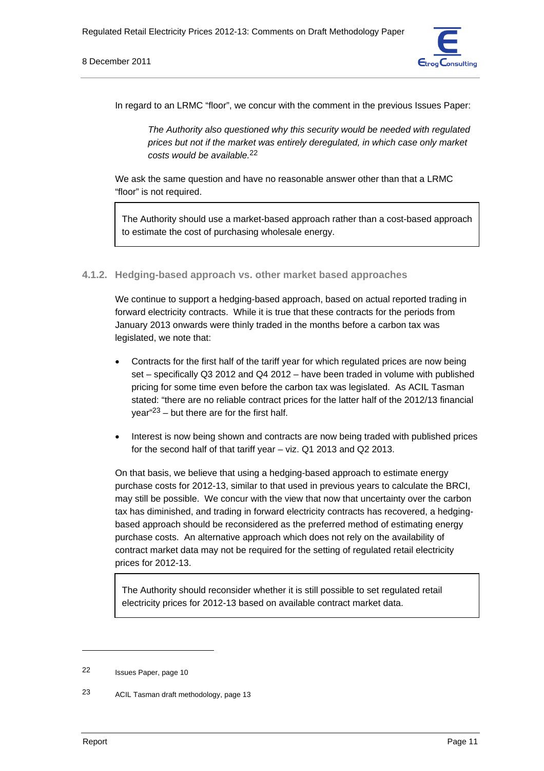In regard to an LRMC "floor", we concur with the comment in the previous Issues Paper:

> *The Authority also questioned why this security would be needed with regulated prices but not if the market was entirely deregulated, in which case only market costs would be available.*[22]

We ask the same question and have no reasonable answer other than that a LRMC "floor" is not required.

> The Authority should use a market-based approach rather than a cost-based approach to estimate the cost of purchasing wholesale energy.

### 4.1.2. Hedging-based approach vs. other market based approaches

We continue to support a hedging-based approach, based on actual reported trading in forward electricity contracts. While it is true that these contracts for the periods from January 2013 onwards were thinly traded in the months before a carbon tax was legislated, we note that:

- Contracts for the first half of the tariff year for which regulated prices are now being set – specifically Q3 2012 and Q4 2012 – have been traded in volume with published pricing for some time even before the carbon tax was legislated. As ACIL Tasman stated: "there are no reliable contract prices for the latter half of the 2012/13 financial year"[23] – but there are for the first half.
- Interest is now being shown and contracts are now being traded with published prices for the second half of that tariff year – viz. Q1 2013 and Q2 2013.

On that basis, we believe that using a hedging-based approach to estimate energy purchase costs for 2012-13, similar to that used in previous years to calculate the BRCI, may still be possible. We concur with the view that now that uncertainty over the carbon tax has diminished, and trading in forward electricity contracts has recovered, a hedging-based approach should be reconsidered as the preferred method of estimating energy purchase costs. An alternative approach which does not rely on the availability of contract market data may not be required for the setting of regulated retail electricity prices for 2012-13.

> The Authority should reconsider whether it is still possible to set regulated retail electricity prices for 2012-13 based on available contract market data.

---

22 Issues Paper, page 10

23 ACIL Tasman draft methodology, page 13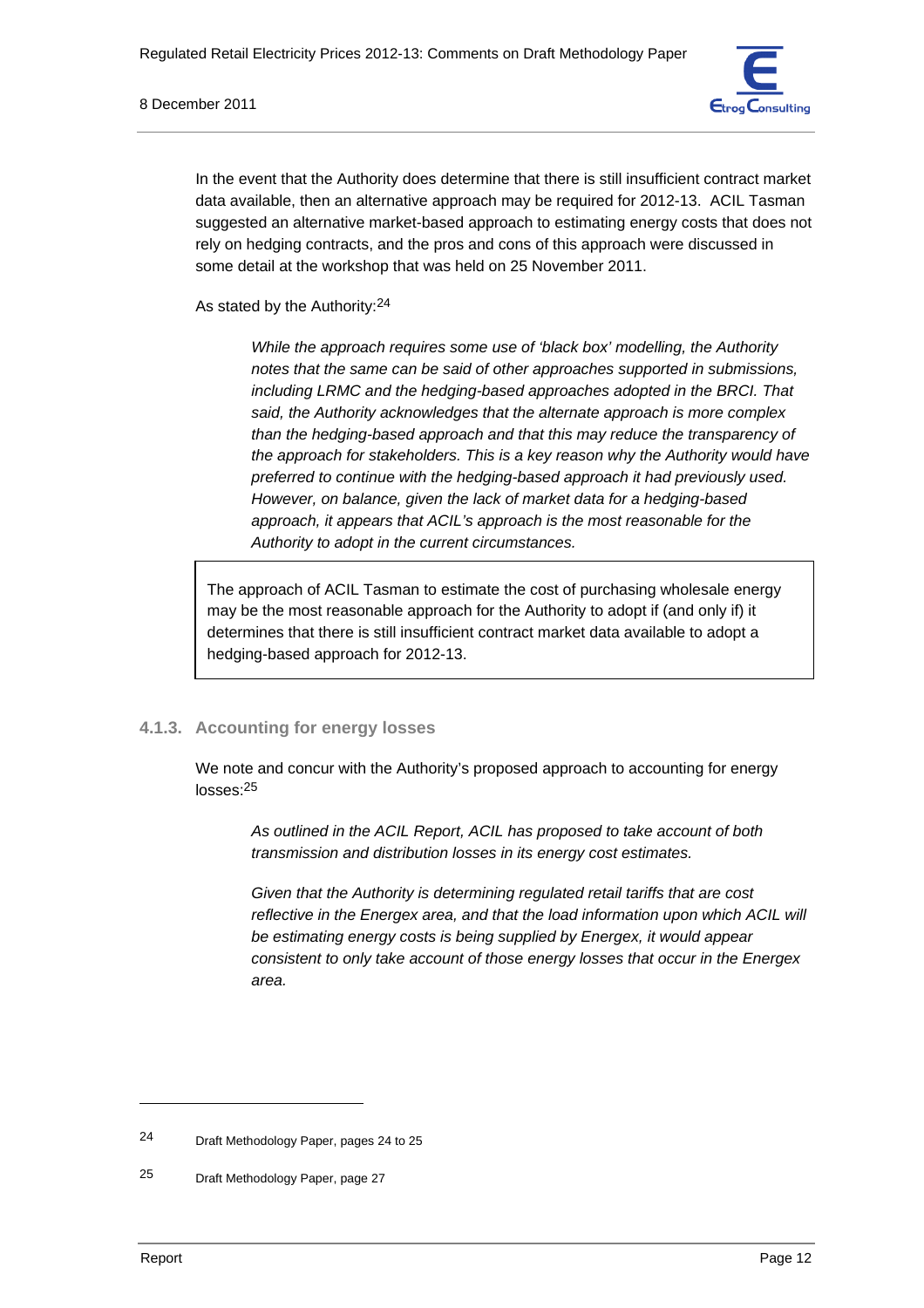In the event that the Authority does determine that there is still insufficient contract market data available, then an alternative approach may be required for 2012-13. ACIL Tasman suggested an alternative market-based approach to estimating energy costs that does not rely on hedging contracts, and the pros and cons of this approach were discussed in some detail at the workshop that was held on 25 November 2011.

As stated by the Authority:[24]

> *While the approach requires some use of 'black box' modelling, the Authority notes that the same can be said of other approaches supported in submissions, including LRMC and the hedging-based approaches adopted in the BRCI. That said, the Authority acknowledges that the alternate approach is more complex than the hedging-based approach and that this may reduce the transparency of the approach for stakeholders. This is a key reason why the Authority would have preferred to continue with the hedging-based approach it had previously used. However, on balance, given the lack of market data for a hedging-based approach, it appears that ACIL's approach is the most reasonable for the Authority to adopt in the current circumstances.*

> The approach of ACIL Tasman to estimate the cost of purchasing wholesale energy may be the most reasonable approach for the Authority to adopt if (and only if) it determines that there is still insufficient contract market data available to adopt a hedging-based approach for 2012-13.

### 4.1.3. Accounting for energy losses

We note and concur with the Authority's proposed approach to accounting for energy losses:[25]

> *As outlined in the ACIL Report, ACIL has proposed to take account of both transmission and distribution losses in its energy cost estimates.*
>
> *Given that the Authority is determining regulated retail tariffs that are cost reflective in the Energex area, and that the load information upon which ACIL will be estimating energy costs is being supplied by Energex, it would appear consistent to only take account of those energy losses that occur in the Energex area.*

---

[24] Draft Methodology Paper, pages 24 to 25

[25] Draft Methodology Paper, page 27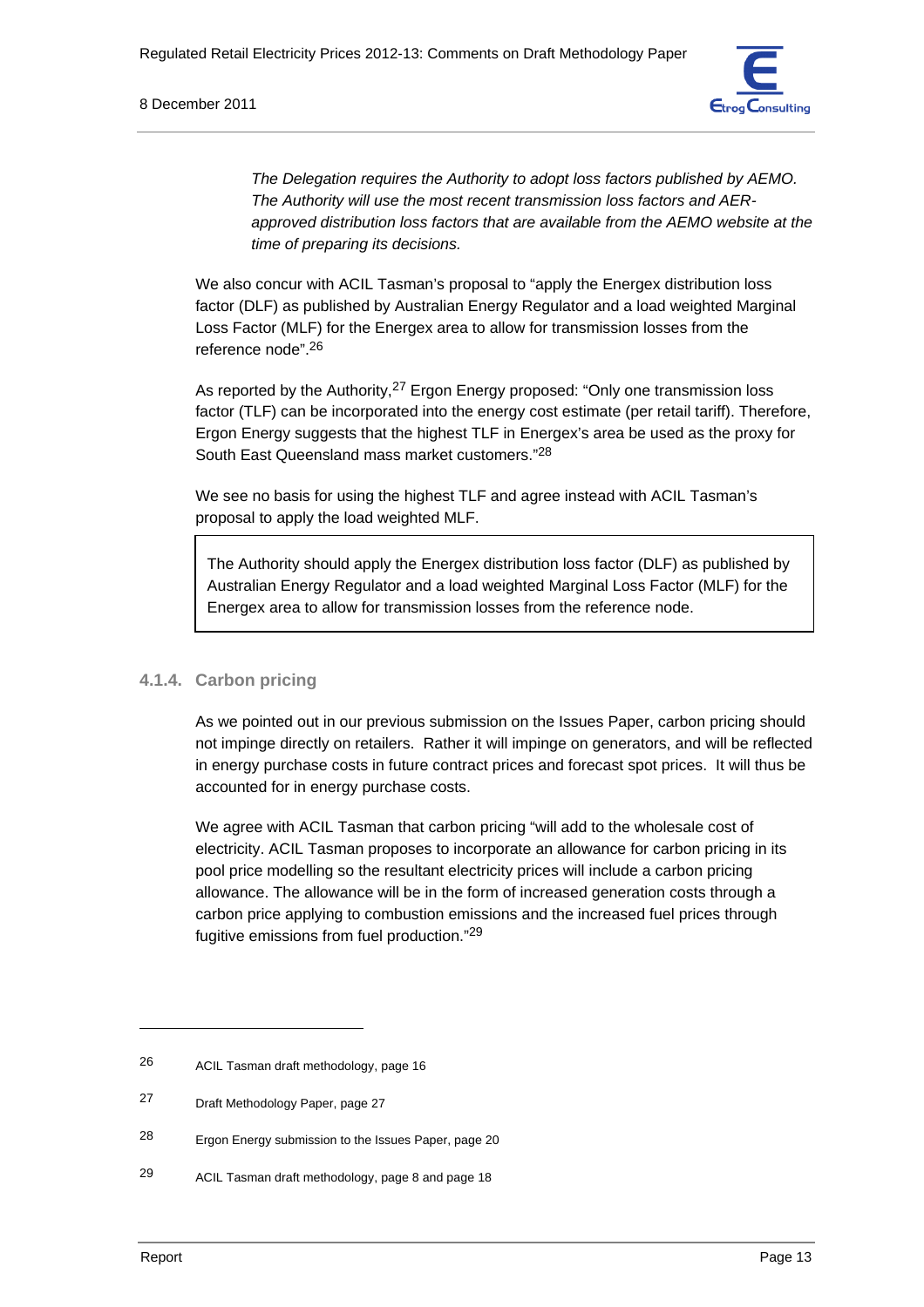> *The Delegation requires the Authority to adopt loss factors published by AEMO. The Authority will use the most recent transmission loss factors and AER-approved distribution loss factors that are available from the AEMO website at the time of preparing its decisions.*

We also concur with ACIL Tasman's proposal to "apply the Energex distribution loss factor (DLF) as published by Australian Energy Regulator and a load weighted Marginal Loss Factor (MLF) for the Energex area to allow for transmission losses from the reference node".[26]

As reported by the Authority,[27] Ergon Energy proposed: "Only one transmission loss factor (TLF) can be incorporated into the energy cost estimate (per retail tariff). Therefore, Ergon Energy suggests that the highest TLF in Energex's area be used as the proxy for South East Queensland mass market customers."[28]

We see no basis for using the highest TLF and agree instead with ACIL Tasman's proposal to apply the load weighted MLF.

> The Authority should apply the Energex distribution loss factor (DLF) as published by Australian Energy Regulator and a load weighted Marginal Loss Factor (MLF) for the Energex area to allow for transmission losses from the reference node.

#### 4.1.4. Carbon pricing

As we pointed out in our previous submission on the Issues Paper, carbon pricing should not impinge directly on retailers. Rather it will impinge on generators, and will be reflected in energy purchase costs in future contract prices and forecast spot prices. It will thus be accounted for in energy purchase costs.

We agree with ACIL Tasman that carbon pricing "will add to the wholesale cost of electricity. ACIL Tasman proposes to incorporate an allowance for carbon pricing in its pool price modelling so the resultant electricity prices will include a carbon pricing allowance. The allowance will be in the form of increased generation costs through a carbon price applying to combustion emissions and the increased fuel prices through fugitive emissions from fuel production."[29]

---

26 ACIL Tasman draft methodology, page 16

27 Draft Methodology Paper, page 27

28 Ergon Energy submission to the Issues Paper, page 20

29 ACIL Tasman draft methodology, page 8 and page 18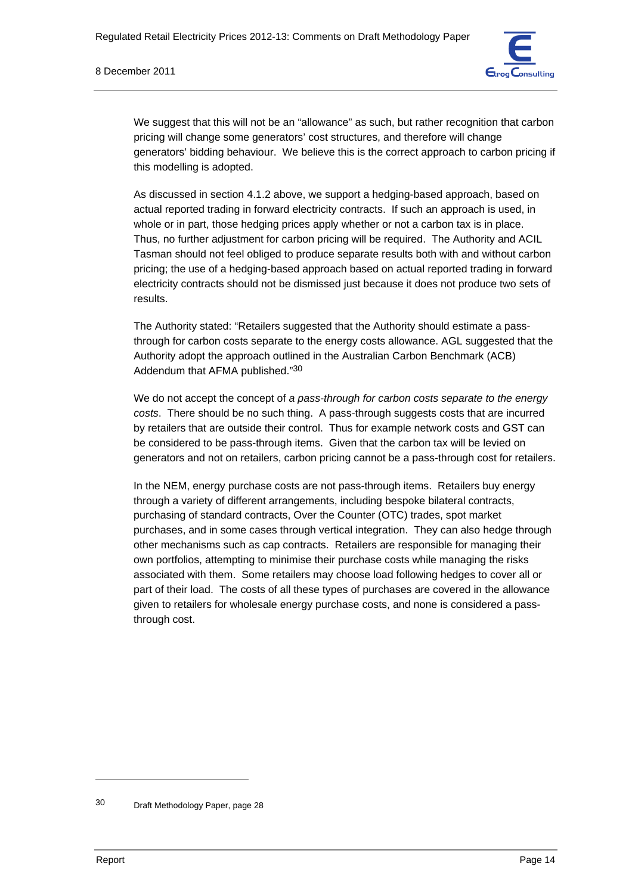We suggest that this will not be an "allowance" as such, but rather recognition that carbon pricing will change some generators' cost structures, and therefore will change generators' bidding behaviour. We believe this is the correct approach to carbon pricing if this modelling is adopted.

As discussed in section 4.1.2 above, we support a hedging-based approach, based on actual reported trading in forward electricity contracts. If such an approach is used, in whole or in part, those hedging prices apply whether or not a carbon tax is in place. Thus, no further adjustment for carbon pricing will be required. The Authority and ACIL Tasman should not feel obliged to produce separate results both with and without carbon pricing; the use of a hedging-based approach based on actual reported trading in forward electricity contracts should not be dismissed just because it does not produce two sets of results.

The Authority stated: "Retailers suggested that the Authority should estimate a pass-through for carbon costs separate to the energy costs allowance. AGL suggested that the Authority adopt the approach outlined in the Australian Carbon Benchmark (ACB) Addendum that AFMA published."[30]

We do not accept the concept of *a pass-through for carbon costs separate to the energy costs*. There should be no such thing. A pass-through suggests costs that are incurred by retailers that are outside their control. Thus for example network costs and GST can be considered to be pass-through items. Given that the carbon tax will be levied on generators and not on retailers, carbon pricing cannot be a pass-through cost for retailers.

In the NEM, energy purchase costs are not pass-through items. Retailers buy energy through a variety of different arrangements, including bespoke bilateral contracts, purchasing of standard contracts, Over the Counter (OTC) trades, spot market purchases, and in some cases through vertical integration. They can also hedge through other mechanisms such as cap contracts. Retailers are responsible for managing their own portfolios, attempting to minimise their purchase costs while managing the risks associated with them. Some retailers may choose load following hedges to cover all or part of their load. The costs of all these types of purchases are covered in the allowance given to retailers for wholesale energy purchase costs, and none is considered a pass-through cost.

---

30 Draft Methodology Paper, page 28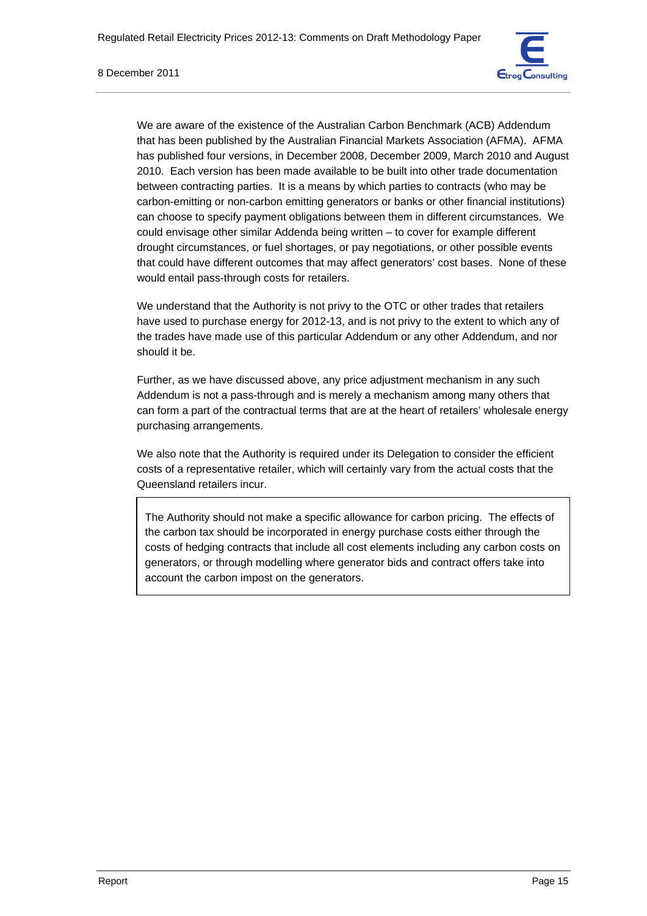We are aware of the existence of the Australian Carbon Benchmark (ACB) Addendum that has been published by the Australian Financial Markets Association (AFMA). AFMA has published four versions, in December 2008, December 2009, March 2010 and August 2010. Each version has been made available to be built into other trade documentation between contracting parties. It is a means by which parties to contracts (who may be carbon-emitting or non-carbon emitting generators or banks or other financial institutions) can choose to specify payment obligations between them in different circumstances. We could envisage other similar Addenda being written – to cover for example different drought circumstances, or fuel shortages, or pay negotiations, or other possible events that could have different outcomes that may affect generators' cost bases. None of these would entail pass-through costs for retailers.

We understand that the Authority is not privy to the OTC or other trades that retailers have used to purchase energy for 2012-13, and is not privy to the extent to which any of the trades have made use of this particular Addendum or any other Addendum, and nor should it be.

Further, as we have discussed above, any price adjustment mechanism in any such Addendum is not a pass-through and is merely a mechanism among many others that can form a part of the contractual terms that are at the heart of retailers' wholesale energy purchasing arrangements.

We also note that the Authority is required under its Delegation to consider the efficient costs of a representative retailer, which will certainly vary from the actual costs that the Queensland retailers incur.

> The Authority should not make a specific allowance for carbon pricing. The effects of the carbon tax should be incorporated in energy purchase costs either through the costs of hedging contracts that include all cost elements including any carbon costs on generators, or through modelling where generator bids and contract offers take into account the carbon impost on the generators.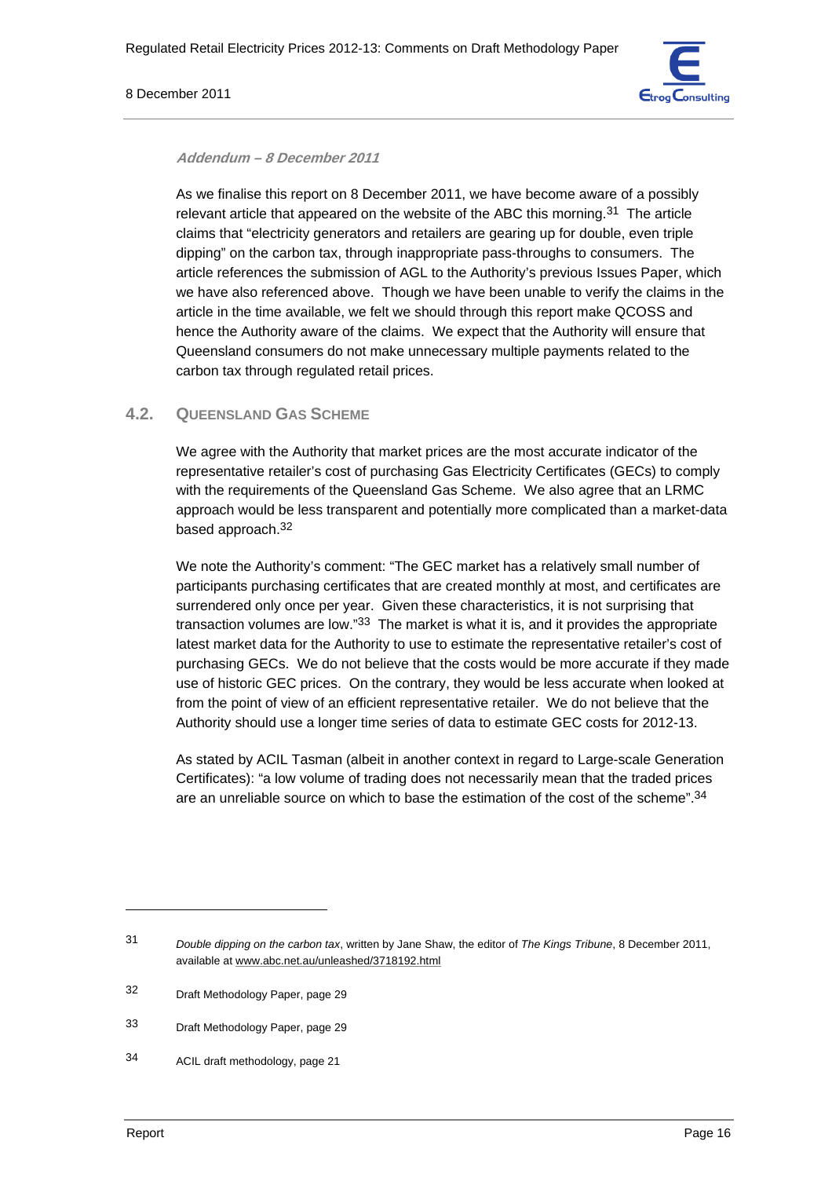*Addendum – 8 December 2011*

As we finalise this report on 8 December 2011, we have become aware of a possibly relevant article that appeared on the website of the ABC this morning.[31] The article claims that "electricity generators and retailers are gearing up for double, even triple dipping" on the carbon tax, through inappropriate pass-throughs to consumers. The article references the submission of AGL to the Authority's previous Issues Paper, which we have also referenced above. Though we have been unable to verify the claims in the article in the time available, we felt we should through this report make QCOSS and hence the Authority aware of the claims. We expect that the Authority will ensure that Queensland consumers do not make unnecessary multiple payments related to the carbon tax through regulated retail prices.

## 4.2. Queensland Gas Scheme

We agree with the Authority that market prices are the most accurate indicator of the representative retailer's cost of purchasing Gas Electricity Certificates (GECs) to comply with the requirements of the Queensland Gas Scheme. We also agree that an LRMC approach would be less transparent and potentially more complicated than a market-data based approach.[32]

We note the Authority's comment: "The GEC market has a relatively small number of participants purchasing certificates that are created monthly at most, and certificates are surrendered only once per year. Given these characteristics, it is not surprising that transaction volumes are low."[33] The market is what it is, and it provides the appropriate latest market data for the Authority to use to estimate the representative retailer's cost of purchasing GECs. We do not believe that the costs would be more accurate if they made use of historic GEC prices. On the contrary, they would be less accurate when looked at from the point of view of an efficient representative retailer. We do not believe that the Authority should use a longer time series of data to estimate GEC costs for 2012-13.

As stated by ACIL Tasman (albeit in another context in regard to Large-scale Generation Certificates): "a low volume of trading does not necessarily mean that the traded prices are an unreliable source on which to base the estimation of the cost of the scheme".[34]

---

31 *Double dipping on the carbon tax*, written by Jane Shaw, the editor of *The Kings Tribune*, 8 December 2011, available at www.abc.net.au/unleashed/3718192.html

32 Draft Methodology Paper, page 29

33 Draft Methodology Paper, page 29

34 ACIL draft methodology, page 21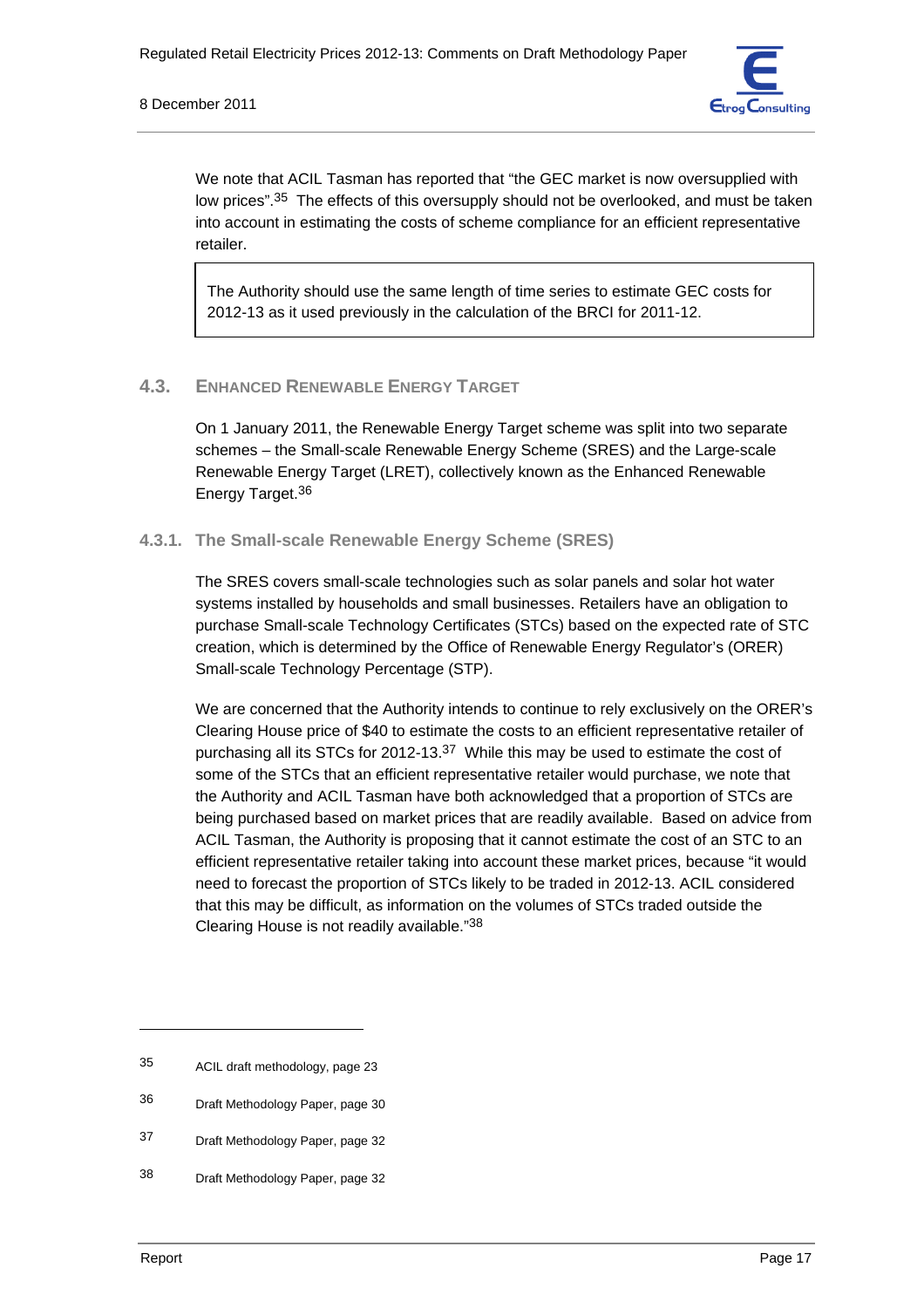We note that ACIL Tasman has reported that "the GEC market is now oversupplied with low prices".[35] The effects of this oversupply should not be overlooked, and must be taken into account in estimating the costs of scheme compliance for an efficient representative retailer.

> The Authority should use the same length of time series to estimate GEC costs for 2012-13 as it used previously in the calculation of the BRCI for 2011-12.

## 4.3. ENHANCED RENEWABLE ENERGY TARGET

On 1 January 2011, the Renewable Energy Target scheme was split into two separate schemes – the Small-scale Renewable Energy Scheme (SRES) and the Large-scale Renewable Energy Target (LRET), collectively known as the Enhanced Renewable Energy Target.[36]

### 4.3.1. The Small-scale Renewable Energy Scheme (SRES)

The SRES covers small-scale technologies such as solar panels and solar hot water systems installed by households and small businesses. Retailers have an obligation to purchase Small-scale Technology Certificates (STCs) based on the expected rate of STC creation, which is determined by the Office of Renewable Energy Regulator's (ORER) Small-scale Technology Percentage (STP).

We are concerned that the Authority intends to continue to rely exclusively on the ORER's Clearing House price of $40 to estimate the costs to an efficient representative retailer of purchasing all its STCs for 2012-13.[37] While this may be used to estimate the cost of some of the STCs that an efficient representative retailer would purchase, we note that the Authority and ACIL Tasman have both acknowledged that a proportion of STCs are being purchased based on market prices that are readily available. Based on advice from ACIL Tasman, the Authority is proposing that it cannot estimate the cost of an STC to an efficient representative retailer taking into account these market prices, because "it would need to forecast the proportion of STCs likely to be traded in 2012-13. ACIL considered that this may be difficult, as information on the volumes of STCs traded outside the Clearing House is not readily available."[38]

---

35 ACIL draft methodology, page 23

36 Draft Methodology Paper, page 30

37 Draft Methodology Paper, page 32

38 Draft Methodology Paper, page 32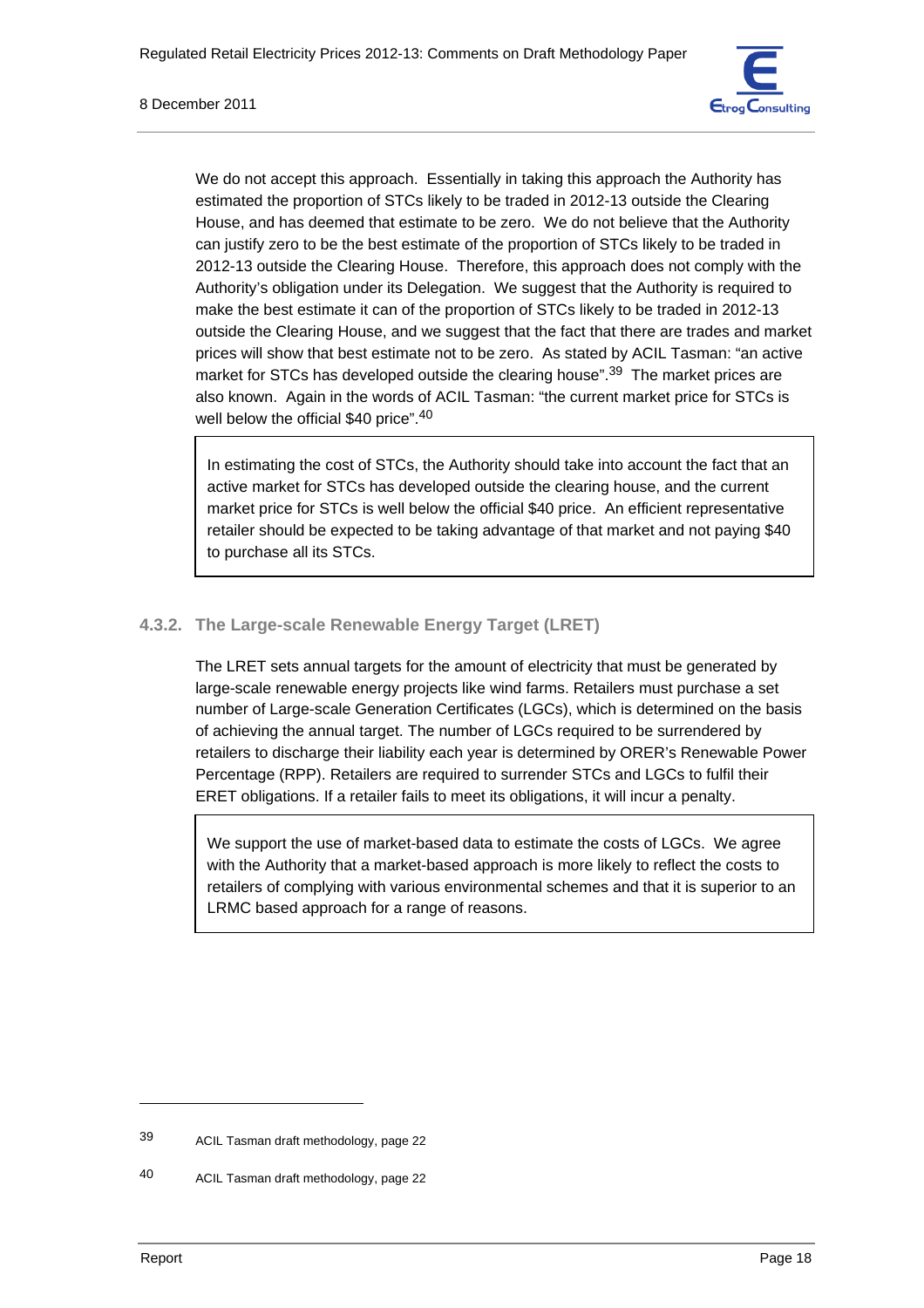We do not accept this approach. Essentially in taking this approach the Authority has estimated the proportion of STCs likely to be traded in 2012-13 outside the Clearing House, and has deemed that estimate to be zero. We do not believe that the Authority can justify zero to be the best estimate of the proportion of STCs likely to be traded in 2012-13 outside the Clearing House. Therefore, this approach does not comply with the Authority's obligation under its Delegation. We suggest that the Authority is required to make the best estimate it can of the proportion of STCs likely to be traded in 2012-13 outside the Clearing House, and we suggest that the fact that there are trades and market prices will show that best estimate not to be zero. As stated by ACIL Tasman: "an active market for STCs has developed outside the clearing house".[39] The market prices are also known. Again in the words of ACIL Tasman: "the current market price for STCs is well below the official $40 price".[40]

> In estimating the cost of STCs, the Authority should take into account the fact that an active market for STCs has developed outside the clearing house, and the current market price for STCs is well below the official $40 price. An efficient representative retailer should be expected to be taking advantage of that market and not paying $40 to purchase all its STCs.

### 4.3.2. The Large-scale Renewable Energy Target (LRET)

The LRET sets annual targets for the amount of electricity that must be generated by large-scale renewable energy projects like wind farms. Retailers must purchase a set number of Large-scale Generation Certificates (LGCs), which is determined on the basis of achieving the annual target. The number of LGCs required to be surrendered by retailers to discharge their liability each year is determined by ORER's Renewable Power Percentage (RPP). Retailers are required to surrender STCs and LGCs to fulfil their ERET obligations. If a retailer fails to meet its obligations, it will incur a penalty.

> We support the use of market-based data to estimate the costs of LGCs. We agree with the Authority that a market-based approach is more likely to reflect the costs to retailers of complying with various environmental schemes and that it is superior to an LRMC based approach for a range of reasons.

---

39 ACIL Tasman draft methodology, page 22

40 ACIL Tasman draft methodology, page 22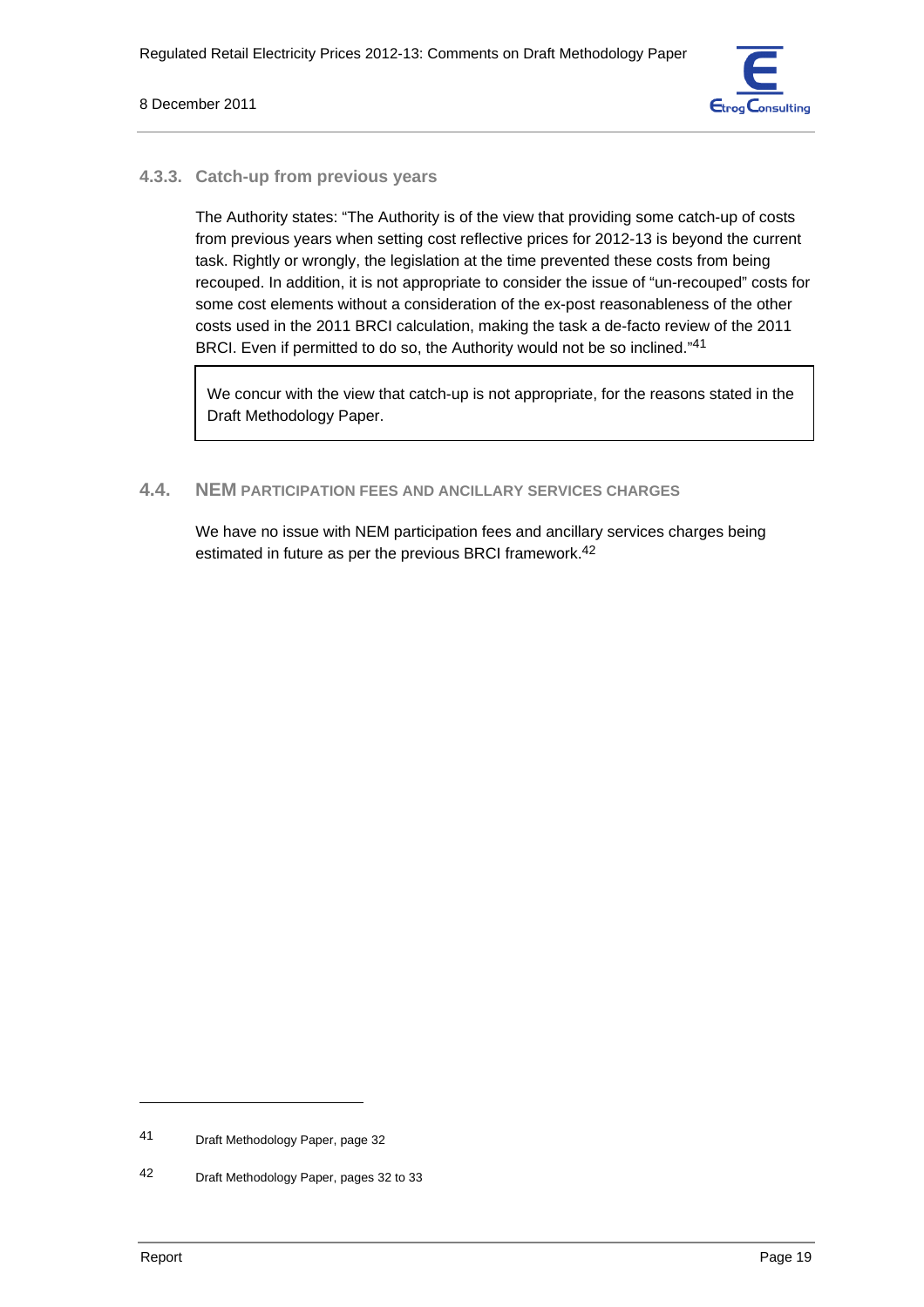### 4.3.3. Catch-up from previous years

The Authority states: "The Authority is of the view that providing some catch-up of costs from previous years when setting cost reflective prices for 2012-13 is beyond the current task. Rightly or wrongly, the legislation at the time prevented these costs from being recouped. In addition, it is not appropriate to consider the issue of "un-recouped" costs for some cost elements without a consideration of the ex-post reasonableness of the other costs used in the 2011 BRCI calculation, making the task a de-facto review of the 2011 BRCI. Even if permitted to do so, the Authority would not be so inclined."[41]

> We concur with the view that catch-up is not appropriate, for the reasons stated in the Draft Methodology Paper.

## 4.4. NEM PARTICIPATION FEES AND ANCILLARY SERVICES CHARGES

We have no issue with NEM participation fees and ancillary services charges being estimated in future as per the previous BRCI framework.[42]

---

41 Draft Methodology Paper, page 32

42 Draft Methodology Paper, pages 32 to 33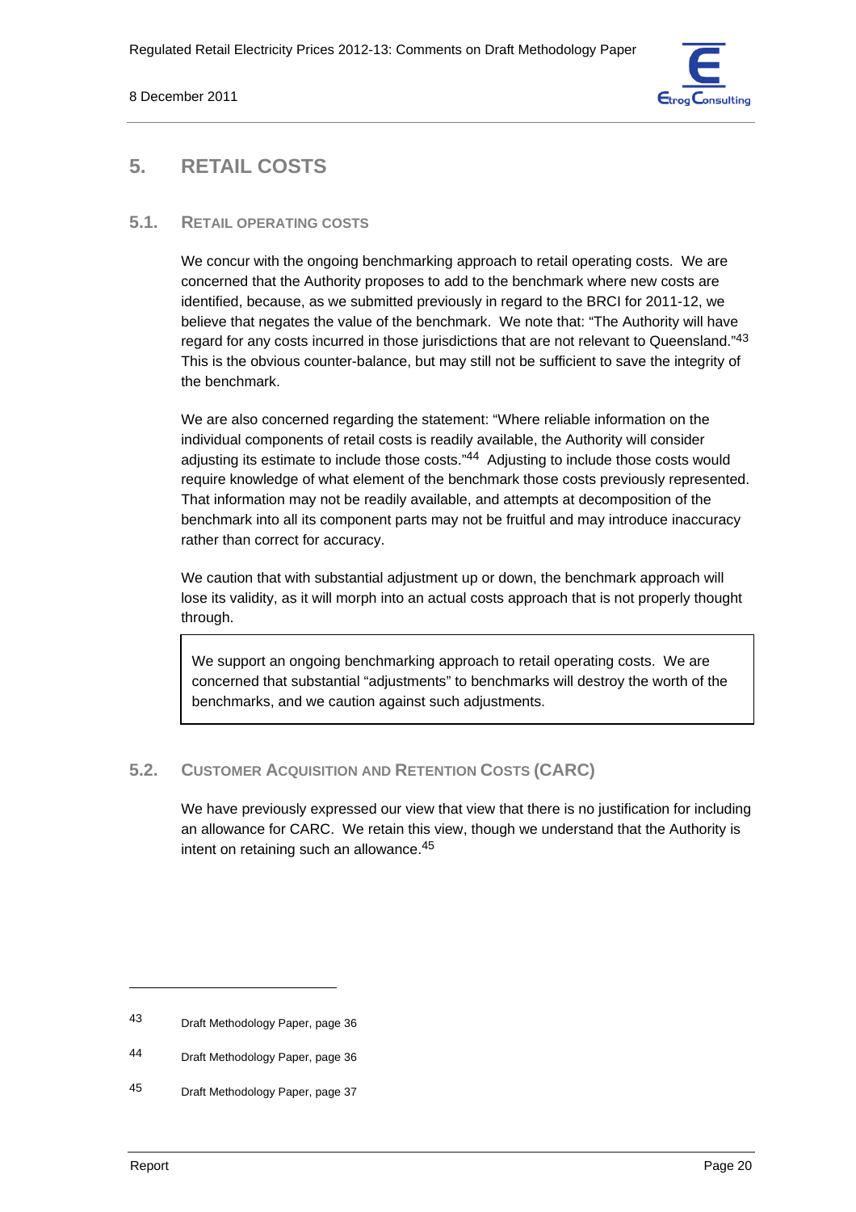## 5. RETAIL COSTS

### 5.1. RETAIL OPERATING COSTS

We concur with the ongoing benchmarking approach to retail operating costs. We are concerned that the Authority proposes to add to the benchmark where new costs are identified, because, as we submitted previously in regard to the BRCI for 2011-12, we believe that negates the value of the benchmark. We note that: "The Authority will have regard for any costs incurred in those jurisdictions that are not relevant to Queensland."[43] This is the obvious counter-balance, but may still not be sufficient to save the integrity of the benchmark.

We are also concerned regarding the statement: "Where reliable information on the individual components of retail costs is readily available, the Authority will consider adjusting its estimate to include those costs."[44] Adjusting to include those costs would require knowledge of what element of the benchmark those costs previously represented. That information may not be readily available, and attempts at decomposition of the benchmark into all its component parts may not be fruitful and may introduce inaccuracy rather than correct for accuracy.

We caution that with substantial adjustment up or down, the benchmark approach will lose its validity, as it will morph into an actual costs approach that is not properly thought through.

> We support an ongoing benchmarking approach to retail operating costs. We are concerned that substantial "adjustments" to benchmarks will destroy the worth of the benchmarks, and we caution against such adjustments.

### 5.2. CUSTOMER ACQUISITION AND RETENTION COSTS (CARC)

We have previously expressed our view that view that there is no justification for including an allowance for CARC. We retain this view, though we understand that the Authority is intent on retaining such an allowance.[45]

---

43 Draft Methodology Paper, page 36

44 Draft Methodology Paper, page 36

45 Draft Methodology Paper, page 37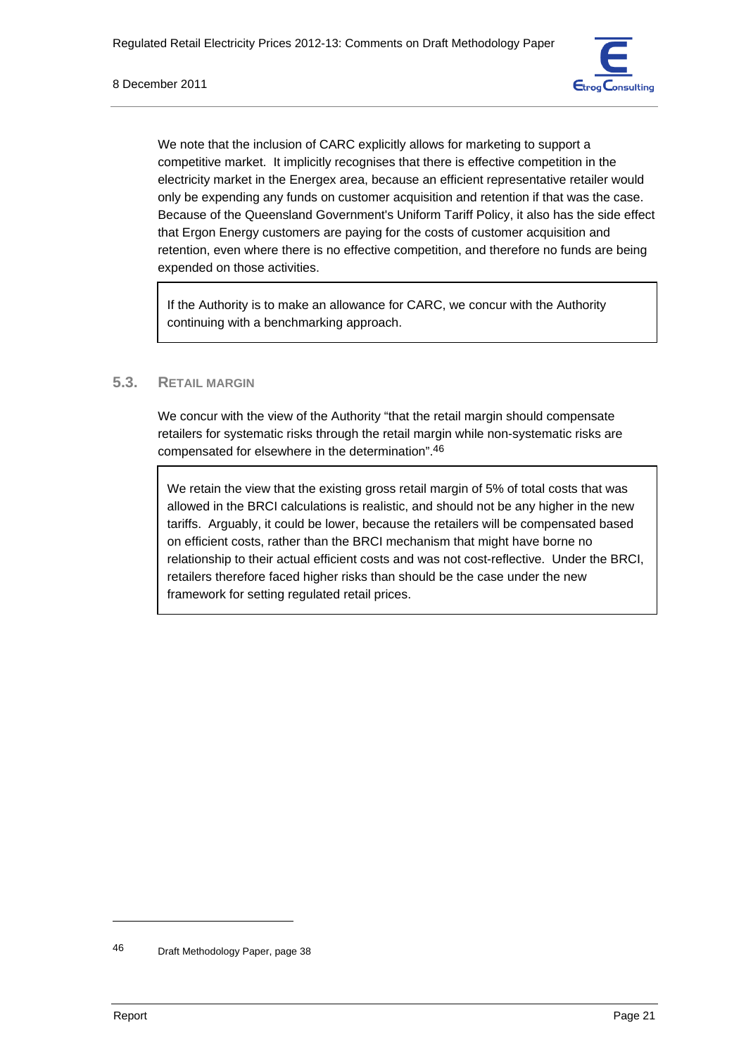We note that the inclusion of CARC explicitly allows for marketing to support a competitive market. It implicitly recognises that there is effective competition in the electricity market in the Energex area, because an efficient representative retailer would only be expending any funds on customer acquisition and retention if that was the case. Because of the Queensland Government's Uniform Tariff Policy, it also has the side effect that Ergon Energy customers are paying for the costs of customer acquisition and retention, even where there is no effective competition, and therefore no funds are being expended on those activities.

> If the Authority is to make an allowance for CARC, we concur with the Authority continuing with a benchmarking approach.

## 5.3. Retail Margin

We concur with the view of the Authority "that the retail margin should compensate retailers for systematic risks through the retail margin while non-systematic risks are compensated for elsewhere in the determination".[46]

> We retain the view that the existing gross retail margin of 5% of total costs that was allowed in the BRCI calculations is realistic, and should not be any higher in the new tariffs. Arguably, it could be lower, because the retailers will be compensated based on efficient costs, rather than the BRCI mechanism that might have borne no relationship to their actual efficient costs and was not cost-reflective. Under the BRCI, retailers therefore faced higher risks than should be the case under the new framework for setting regulated retail prices.

---

[46] Draft Methodology Paper, page 38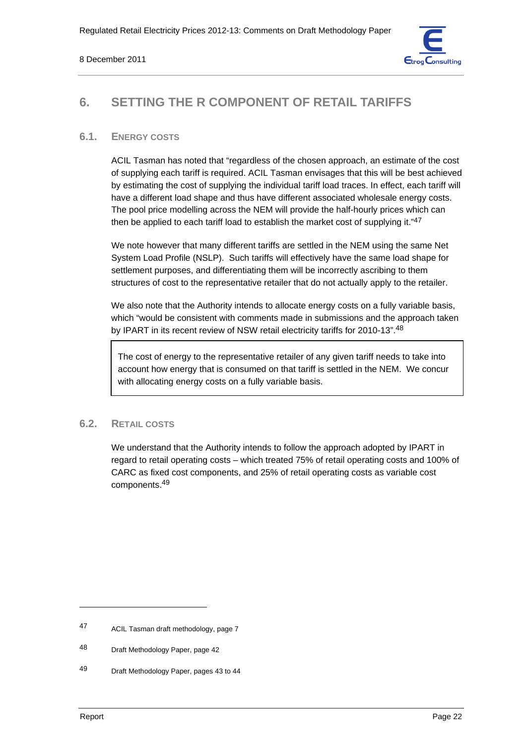# 6. SETTING THE R COMPONENT OF RETAIL TARIFFS

## 6.1. ENERGY COSTS

ACIL Tasman has noted that "regardless of the chosen approach, an estimate of the cost of supplying each tariff is required. ACIL Tasman envisages that this will be best achieved by estimating the cost of supplying the individual tariff load traces. In effect, each tariff will have a different load shape and thus have different associated wholesale energy costs. The pool price modelling across the NEM will provide the half-hourly prices which can then be applied to each tariff load to establish the market cost of supplying it."[47]

We note however that many different tariffs are settled in the NEM using the same Net System Load Profile (NSLP). Such tariffs will effectively have the same load shape for settlement purposes, and differentiating them will be incorrectly ascribing to them structures of cost to the representative retailer that do not actually apply to the retailer.

We also note that the Authority intends to allocate energy costs on a fully variable basis, which "would be consistent with comments made in submissions and the approach taken by IPART in its recent review of NSW retail electricity tariffs for 2010-13".[48]

> The cost of energy to the representative retailer of any given tariff needs to take into account how energy that is consumed on that tariff is settled in the NEM. We concur with allocating energy costs on a fully variable basis.

## 6.2. RETAIL COSTS

We understand that the Authority intends to follow the approach adopted by IPART in regard to retail operating costs – which treated 75% of retail operating costs and 100% of CARC as fixed cost components, and 25% of retail operating costs as variable cost components.[49]

---

47 ACIL Tasman draft methodology, page 7

48 Draft Methodology Paper, page 42

49 Draft Methodology Paper, pages 43 to 44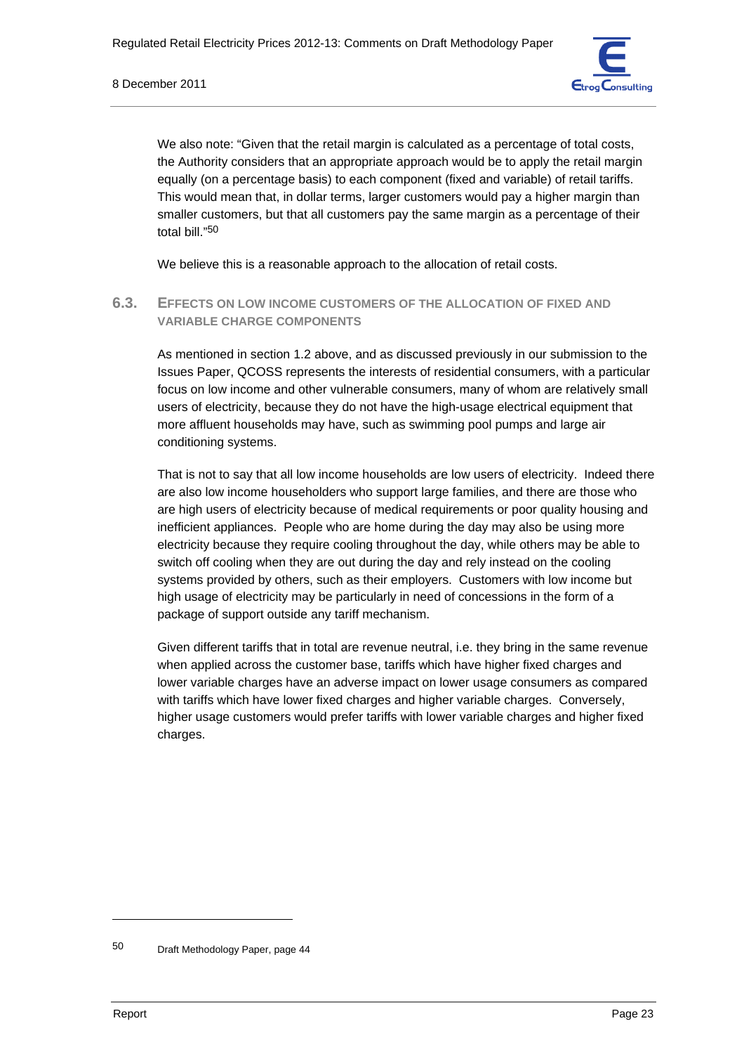We also note: "Given that the retail margin is calculated as a percentage of total costs, the Authority considers that an appropriate approach would be to apply the retail margin equally (on a percentage basis) to each component (fixed and variable) of retail tariffs. This would mean that, in dollar terms, larger customers would pay a higher margin than smaller customers, but that all customers pay the same margin as a percentage of their total bill."[50]

We believe this is a reasonable approach to the allocation of retail costs.

## 6.3. EFFECTS ON LOW INCOME CUSTOMERS OF THE ALLOCATION OF FIXED AND VARIABLE CHARGE COMPONENTS

As mentioned in section 1.2 above, and as discussed previously in our submission to the Issues Paper, QCOSS represents the interests of residential consumers, with a particular focus on low income and other vulnerable consumers, many of whom are relatively small users of electricity, because they do not have the high-usage electrical equipment that more affluent households may have, such as swimming pool pumps and large air conditioning systems.

That is not to say that all low income households are low users of electricity. Indeed there are also low income householders who support large families, and there are those who are high users of electricity because of medical requirements or poor quality housing and inefficient appliances. People who are home during the day may also be using more electricity because they require cooling throughout the day, while others may be able to switch off cooling when they are out during the day and rely instead on the cooling systems provided by others, such as their employers. Customers with low income but high usage of electricity may be particularly in need of concessions in the form of a package of support outside any tariff mechanism.

Given different tariffs that in total are revenue neutral, i.e. they bring in the same revenue when applied across the customer base, tariffs which have higher fixed charges and lower variable charges have an adverse impact on lower usage consumers as compared with tariffs which have lower fixed charges and higher variable charges. Conversely, higher usage customers would prefer tariffs with lower variable charges and higher fixed charges.

---

50 Draft Methodology Paper, page 44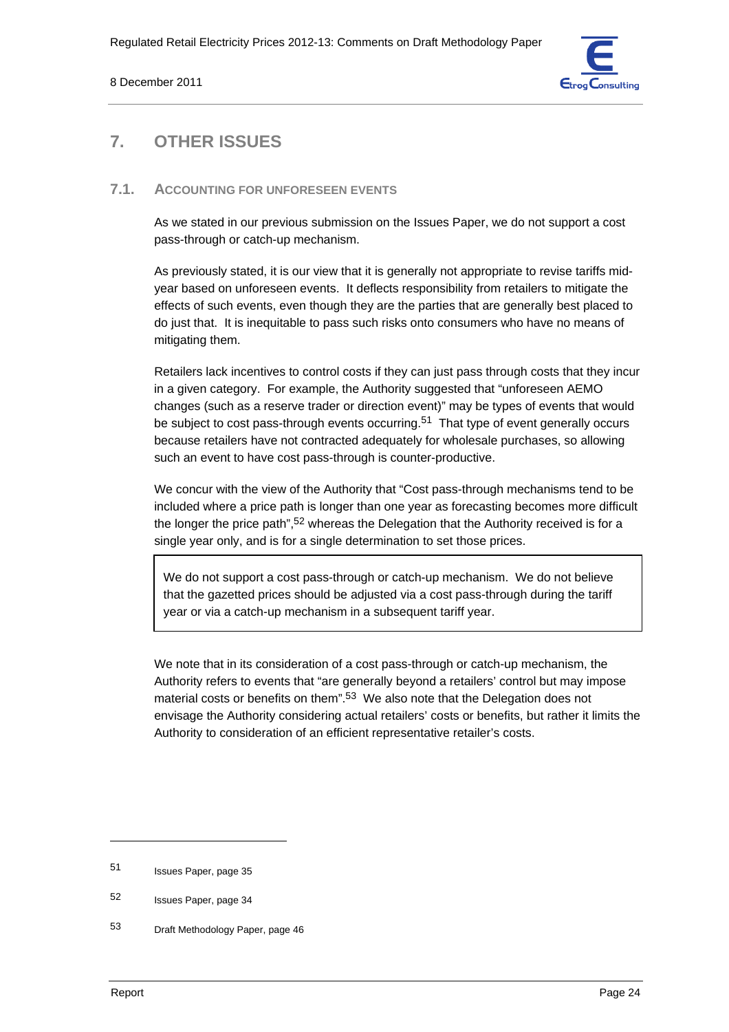# 7. OTHER ISSUES

## 7.1. ACCOUNTING FOR UNFORESEEN EVENTS

As we stated in our previous submission on the Issues Paper, we do not support a cost pass-through or catch-up mechanism.

As previously stated, it is our view that it is generally not appropriate to revise tariffs mid-year based on unforeseen events. It deflects responsibility from retailers to mitigate the effects of such events, even though they are the parties that are generally best placed to do just that. It is inequitable to pass such risks onto consumers who have no means of mitigating them.

Retailers lack incentives to control costs if they can just pass through costs that they incur in a given category. For example, the Authority suggested that "unforeseen AEMO changes (such as a reserve trader or direction event)" may be types of events that would be subject to cost pass-through events occurring.[51] That type of event generally occurs because retailers have not contracted adequately for wholesale purchases, so allowing such an event to have cost pass-through is counter-productive.

We concur with the view of the Authority that "Cost pass-through mechanisms tend to be included where a price path is longer than one year as forecasting becomes more difficult the longer the price path",[52] whereas the Delegation that the Authority received is for a single year only, and is for a single determination to set those prices.

> We do not support a cost pass-through or catch-up mechanism. We do not believe that the gazetted prices should be adjusted via a cost pass-through during the tariff year or via a catch-up mechanism in a subsequent tariff year.

We note that in its consideration of a cost pass-through or catch-up mechanism, the Authority refers to events that "are generally beyond a retailers' control but may impose material costs or benefits on them".[53] We also note that the Delegation does not envisage the Authority considering actual retailers' costs or benefits, but rather it limits the Authority to consideration of an efficient representative retailer's costs.

---

51 Issues Paper, page 35

52 Issues Paper, page 34

53 Draft Methodology Paper, page 46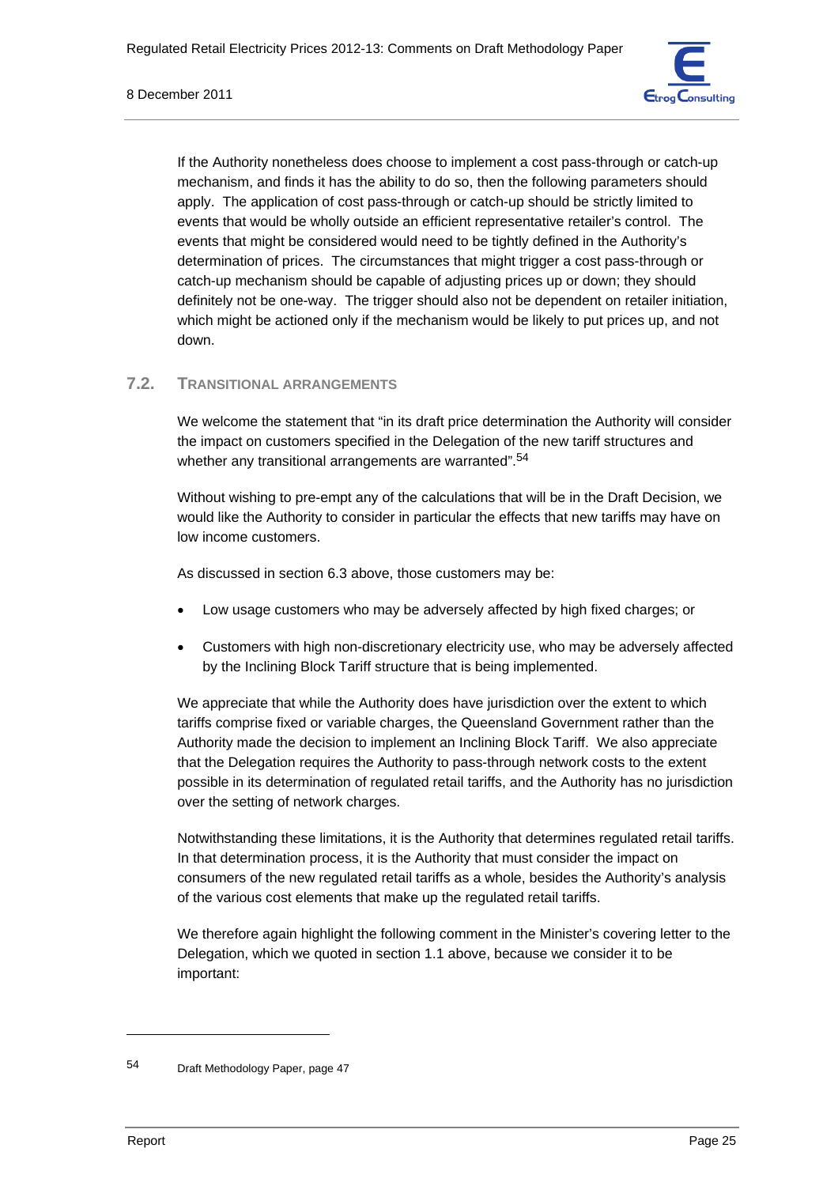If the Authority nonetheless does choose to implement a cost pass-through or catch-up mechanism, and finds it has the ability to do so, then the following parameters should apply. The application of cost pass-through or catch-up should be strictly limited to events that would be wholly outside an efficient representative retailer's control. The events that might be considered would need to be tightly defined in the Authority's determination of prices. The circumstances that might trigger a cost pass-through or catch-up mechanism should be capable of adjusting prices up or down; they should definitely not be one-way. The trigger should also not be dependent on retailer initiation, which might be actioned only if the mechanism would be likely to put prices up, and not down.

## 7.2. TRANSITIONAL ARRANGEMENTS

We welcome the statement that "in its draft price determination the Authority will consider the impact on customers specified in the Delegation of the new tariff structures and whether any transitional arrangements are warranted".[54]

Without wishing to pre-empt any of the calculations that will be in the Draft Decision, we would like the Authority to consider in particular the effects that new tariffs may have on low income customers.

As discussed in section 6.3 above, those customers may be:

- Low usage customers who may be adversely affected by high fixed charges; or
- Customers with high non-discretionary electricity use, who may be adversely affected by the Inclining Block Tariff structure that is being implemented.

We appreciate that while the Authority does have jurisdiction over the extent to which tariffs comprise fixed or variable charges, the Queensland Government rather than the Authority made the decision to implement an Inclining Block Tariff. We also appreciate that the Delegation requires the Authority to pass-through network costs to the extent possible in its determination of regulated retail tariffs, and the Authority has no jurisdiction over the setting of network charges.

Notwithstanding these limitations, it is the Authority that determines regulated retail tariffs. In that determination process, it is the Authority that must consider the impact on consumers of the new regulated retail tariffs as a whole, besides the Authority's analysis of the various cost elements that make up the regulated retail tariffs.

We therefore again highlight the following comment in the Minister's covering letter to the Delegation, which we quoted in section 1.1 above, because we consider it to be important:

---

[54] Draft Methodology Paper, page 47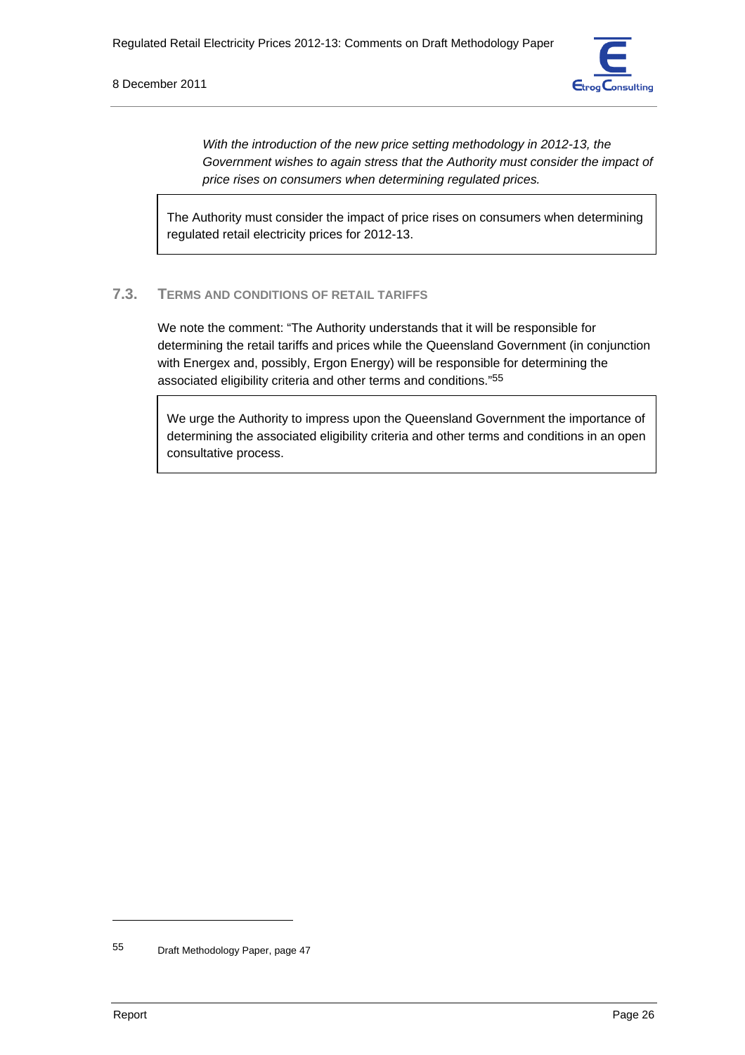*With the introduction of the new price setting methodology in 2012-13, the Government wishes to again stress that the Authority must consider the impact of price rises on consumers when determining regulated prices.*

> The Authority must consider the impact of price rises on consumers when determining regulated retail electricity prices for 2012-13.

## 7.3. TERMS AND CONDITIONS OF RETAIL TARIFFS

We note the comment: "The Authority understands that it will be responsible for determining the retail tariffs and prices while the Queensland Government (in conjunction with Energex and, possibly, Ergon Energy) will be responsible for determining the associated eligibility criteria and other terms and conditions."[55]

> We urge the Authority to impress upon the Queensland Government the importance of determining the associated eligibility criteria and other terms and conditions in an open consultative process.

55 Draft Methodology Paper, page 47